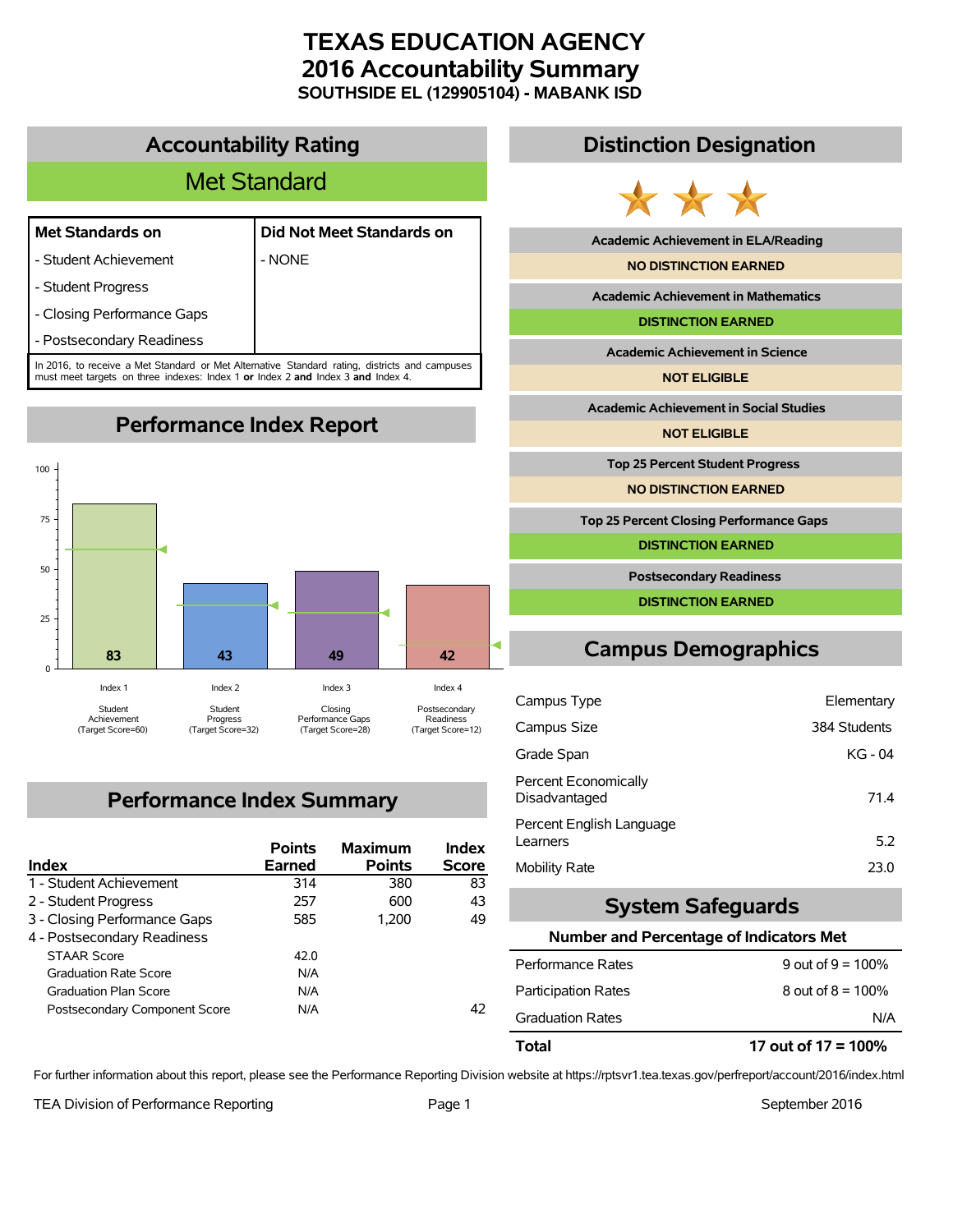# TEXAS EDUCATION AGENCY
# 2016 Accountability Summary
### SOUTHSIDE EL (129905104) - MABANK ISD

## Accountability Rating

**Met Standard**

| Met Standards on | Did Not Meet Standards on |
|---|---|
| - Student Achievement | - NONE |
| - Student Progress | |
| - Closing Performance Gaps | |
| - Postsecondary Readiness | |

In 2016, to receive a Met Standard or Met Alternative Standard rating, districts and campuses must meet targets on three indexes: Index 1 **or** Index 2 **and** Index 3 **and** Index 4.

## Performance Index Report

| Index | Score | Target Score |
|---|---|---|
| Index 1 - Student Achievement | 83 | 60 |
| Index 2 - Student Progress | 43 | 32 |
| Index 3 - Closing Performance Gaps | 49 | 28 |
| Index 4 - Postsecondary Readiness | 42 | 12 |

## Performance Index Summary

| Index | Points Earned | Maximum Points | Index Score |
|---|---|---|---|
| 1 - Student Achievement | 314 | 380 | 83 |
| 2 - Student Progress | 257 | 600 | 43 |
| 3 - Closing Performance Gaps | 585 | 1,200 | 49 |
| 4 - Postsecondary Readiness | | | |
| STAAR Score | 42.0 | | |
| Graduation Rate Score | N/A | | |
| Graduation Plan Score | N/A | | |
| Postsecondary Component Score | N/A | | 42 |

## Distinction Designation

| Distinction | Status |
|---|---|
| Academic Achievement in ELA/Reading | NO DISTINCTION EARNED |
| Academic Achievement in Mathematics | DISTINCTION EARNED |
| Academic Achievement in Science | NOT ELIGIBLE |
| Academic Achievement in Social Studies | NOT ELIGIBLE |
| Top 25 Percent Student Progress | NO DISTINCTION EARNED |
| Top 25 Percent Closing Performance Gaps | DISTINCTION EARNED |
| Postsecondary Readiness | DISTINCTION EARNED |

## Campus Demographics

| | |
|---|---|
| Campus Type | Elementary |
| Campus Size | 384 Students |
| Grade Span | KG - 04 |
| Percent Economically Disadvantaged | 71.4 |
| Percent English Language Learners | 5.2 |
| Mobility Rate | 23.0 |

## System Safeguards

| Number and Percentage of Indicators Met | |
|---|---|
| Performance Rates | 9 out of 9 = 100% |
| Participation Rates | 8 out of 8 = 100% |
| Graduation Rates | N/A |
| **Total** | **17 out of 17 = 100%** |

For further information about this report, please see the Performance Reporting Division website at https://rptsvr1.tea.texas.gov/perfreport/account/2016/index.html

TEA Division of Performance Reporting

September 2016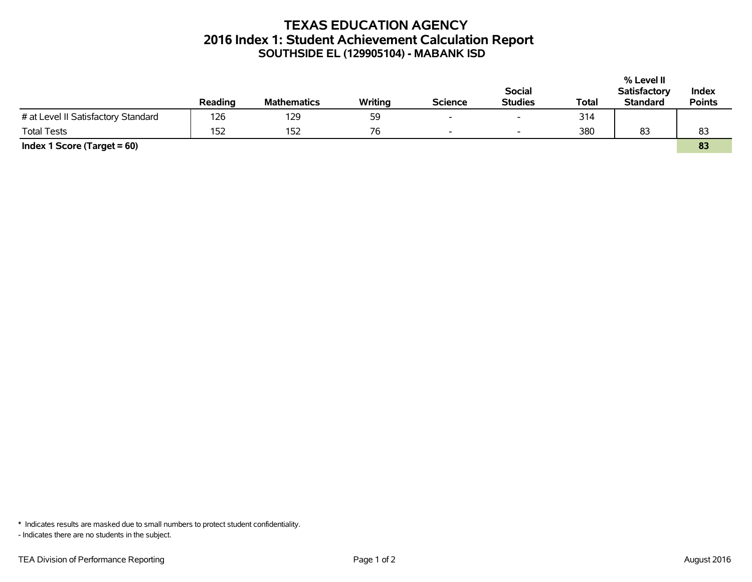# TEXAS EDUCATION AGENCY
## 2016 Index 1: Student Achievement Calculation Report
### SOUTHSIDE EL (129905104) - MABANK ISD

| | Reading | Mathematics | Writing | Science | Social Studies | Total | % Level II Satisfactory Standard | Index Points |
|---|---|---|---|---|---|---|---|---|
| # at Level II Satisfactory Standard | 126 | 129 | 59 | - | - | 314 | | |
| Total Tests | 152 | 152 | 76 | - | - | 380 | 83 | 83 |
| **Index 1 Score (Target = 60)** | | | | | | | | **83** |

* Indicates results are masked due to small numbers to protect student confidentiality.

- Indicates there are no students in the subject.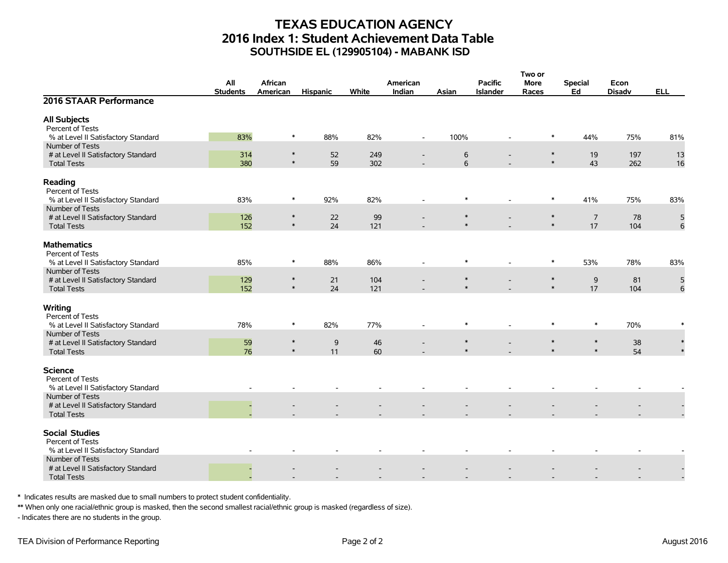# TEXAS EDUCATION AGENCY
## 2016 Index 1: Student Achievement Data Table
### SOUTHSIDE EL (129905104) - MABANK ISD

| 2016 STAAR Performance | All Students | African American | Hispanic | White | American Indian | Asian | Pacific Islander | Two or More Races | Special Ed | Econ Disadv | ELL |
|---|---|---|---|---|---|---|---|---|---|---|---|
| **All Subjects** | | | | | | | | | | | |
| Percent of Tests | | | | | | | | | | | |
| % at Level II Satisfactory Standard | 83% | * | 88% | 82% | - | 100% | - | * | 44% | 75% | 81% |
| Number of Tests | | | | | | | | | | | |
| # at Level II Satisfactory Standard | 314 | * | 52 | 249 | - | 6 | - | * | 19 | 197 | 13 |
| Total Tests | 380 | * | 59 | 302 | - | 6 | - | * | 43 | 262 | 16 |
| **Reading** | | | | | | | | | | | |
| Percent of Tests | | | | | | | | | | | |
| % at Level II Satisfactory Standard | 83% | * | 92% | 82% | - | * | - | * | 41% | 75% | 83% |
| Number of Tests | | | | | | | | | | | |
| # at Level II Satisfactory Standard | 126 | * | 22 | 99 | - | * | - | * | 7 | 78 | 5 |
| Total Tests | 152 | * | 24 | 121 | - | * | - | * | 17 | 104 | 6 |
| **Mathematics** | | | | | | | | | | | |
| Percent of Tests | | | | | | | | | | | |
| % at Level II Satisfactory Standard | 85% | * | 88% | 86% | - | * | - | * | 53% | 78% | 83% |
| Number of Tests | | | | | | | | | | | |
| # at Level II Satisfactory Standard | 129 | * | 21 | 104 | - | * | - | * | 9 | 81 | 5 |
| Total Tests | 152 | * | 24 | 121 | - | * | - | * | 17 | 104 | 6 |
| **Writing** | | | | | | | | | | | |
| Percent of Tests | | | | | | | | | | | |
| % at Level II Satisfactory Standard | 78% | * | 82% | 77% | - | * | - | * | * | 70% | * |
| Number of Tests | | | | | | | | | | | |
| # at Level II Satisfactory Standard | 59 | * | 9 | 46 | - | * | - | * | * | 38 | * |
| Total Tests | 76 | * | 11 | 60 | - | * | - | * | * | 54 | * |
| **Science** | | | | | | | | | | | |
| Percent of Tests | | | | | | | | | | | |
| % at Level II Satisfactory Standard | - | - | - | - | - | - | - | - | - | - | - |
| Number of Tests | | | | | | | | | | | |
| # at Level II Satisfactory Standard | - | - | - | - | - | - | - | - | - | - | - |
| Total Tests | - | - | - | - | - | - | - | - | - | - | - |
| **Social Studies** | | | | | | | | | | | |
| Percent of Tests | | | | | | | | | | | |
| % at Level II Satisfactory Standard | - | - | - | - | - | - | - | - | - | - | - |
| Number of Tests | | | | | | | | | | | |
| # at Level II Satisfactory Standard | - | - | - | - | - | - | - | - | - | - | - |
| Total Tests | - | - | - | - | - | - | - | - | - | - | - |

\* Indicates results are masked due to small numbers to protect student confidentiality.

\*\* When only one racial/ethnic group is masked, then the second smallest racial/ethnic group is masked (regardless of size).

\- Indicates there are no students in the group.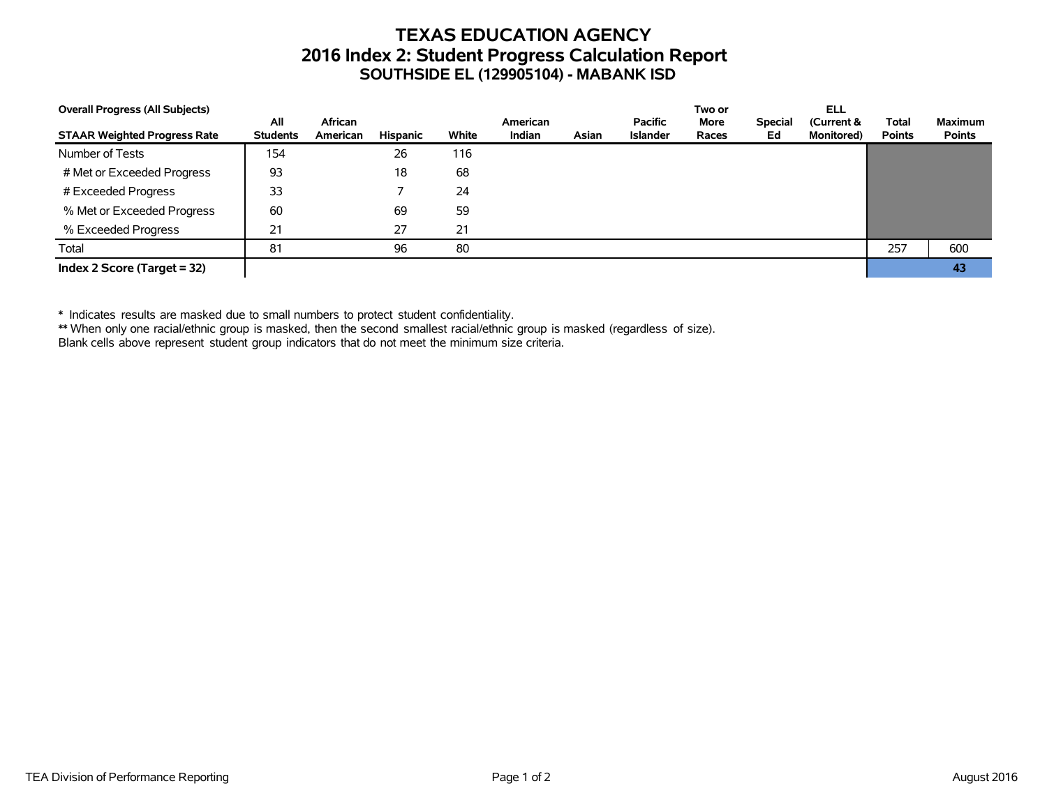# TEXAS EDUCATION AGENCY
## 2016 Index 2: Student Progress Calculation Report
### SOUTHSIDE EL (129905104) - MABANK ISD

**Overall Progress (All Subjects)**

| STAAR Weighted Progress Rate | All Students | African American | Hispanic | White | American Indian | Asian | Pacific Islander | Two or More Races | Special Ed | ELL (Current & Monitored) | Total Points | Maximum Points |
|---|---|---|---|---|---|---|---|---|---|---|---|---|
| Number of Tests | 154 | | 26 | 116 | | | | | | | | |
| # Met or Exceeded Progress | 93 | | 18 | 68 | | | | | | | | |
| # Exceeded Progress | 33 | | 7 | 24 | | | | | | | | |
| % Met or Exceeded Progress | 60 | | 69 | 59 | | | | | | | | |
| % Exceeded Progress | 21 | | 27 | 21 | | | | | | | | |
| Total | 81 | | 96 | 80 | | | | | | | 257 | 600 |
| **Index 2 Score (Target = 32)** | | | | | | | | | | | | **43** |

\* Indicates results are masked due to small numbers to protect student confidentiality.
\** When only one racial/ethnic group is masked, then the second smallest racial/ethnic group is masked (regardless of size).
Blank cells above represent student group indicators that do not meet the minimum size criteria.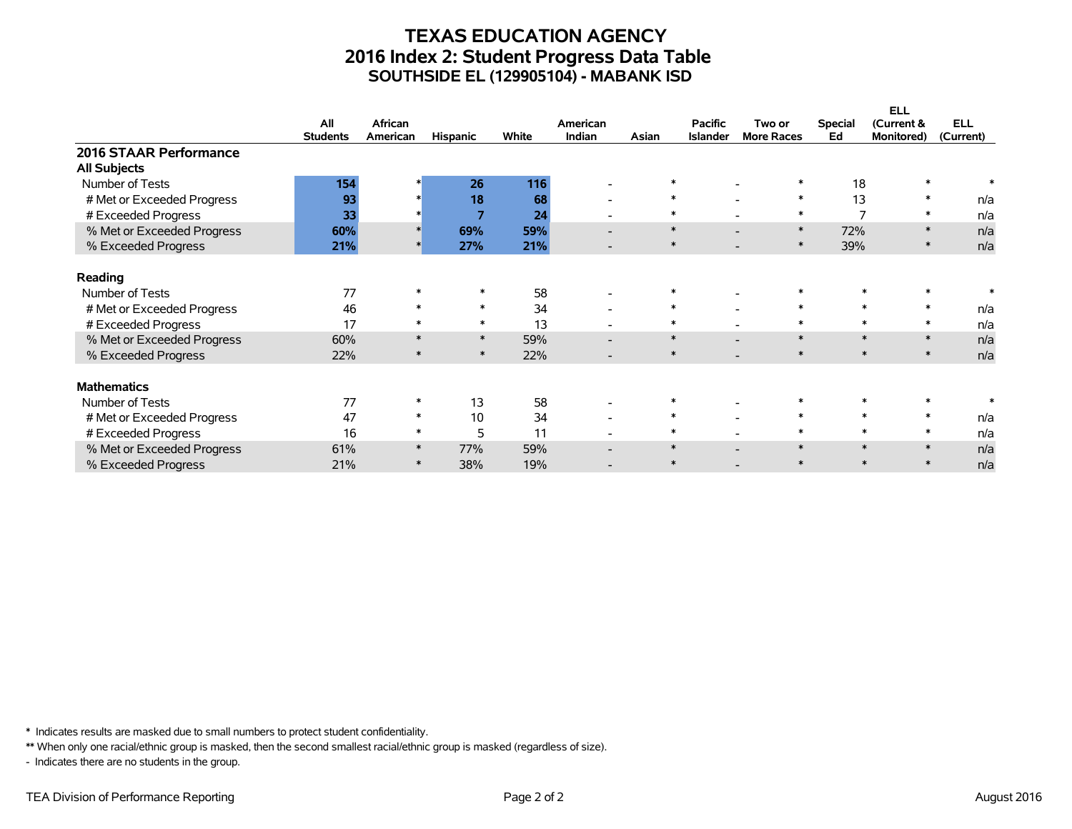# TEXAS EDUCATION AGENCY
## 2016 Index 2: Student Progress Data Table
### SOUTHSIDE EL (129905104) - MABANK ISD

| | All Students | African American | Hispanic | White | American Indian | Asian | Pacific Islander | Two or More Races | Special Ed | ELL (Current & Monitored) | ELL (Current) |
|---|---|---|---|---|---|---|---|---|---|---|---|
| **2016 STAAR Performance** | | | | | | | | | | | |
| **All Subjects** | | | | | | | | | | | |
| Number of Tests | **154** | * | **26** | **116** | - | * | - | * | 18 | * | * |
| # Met or Exceeded Progress | **93** | * | **18** | **68** | - | * | - | * | 13 | * | n/a |
| # Exceeded Progress | **33** | * | **7** | **24** | - | * | - | * | 7 | * | n/a |
| % Met or Exceeded Progress | **60%** | * | **69%** | **59%** | - | * | - | * | 72% | * | n/a |
| % Exceeded Progress | **21%** | * | **27%** | **21%** | - | * | - | * | 39% | * | n/a |
| **Reading** | | | | | | | | | | | |
| Number of Tests | 77 | * | * | 58 | - | * | - | * | * | * | * |
| # Met or Exceeded Progress | 46 | * | * | 34 | - | * | - | * | * | * | n/a |
| # Exceeded Progress | 17 | * | * | 13 | - | * | - | * | * | * | n/a |
| % Met or Exceeded Progress | 60% | * | * | 59% | - | * | - | * | * | * | n/a |
| % Exceeded Progress | 22% | * | * | 22% | - | * | - | * | * | * | n/a |
| **Mathematics** | | | | | | | | | | | |
| Number of Tests | 77 | * | 13 | 58 | - | * | - | * | * | * | * |
| # Met or Exceeded Progress | 47 | * | 10 | 34 | - | * | - | * | * | * | n/a |
| # Exceeded Progress | 16 | * | 5 | 11 | - | * | - | * | * | * | n/a |
| % Met or Exceeded Progress | 61% | * | 77% | 59% | - | * | - | * | * | * | n/a |
| % Exceeded Progress | 21% | * | 38% | 19% | - | * | - | * | * | * | n/a |

\* Indicates results are masked due to small numbers to protect student confidentiality.

** When only one racial/ethnic group is masked, then the second smallest racial/ethnic group is masked (regardless of size).

\- Indicates there are no students in the group.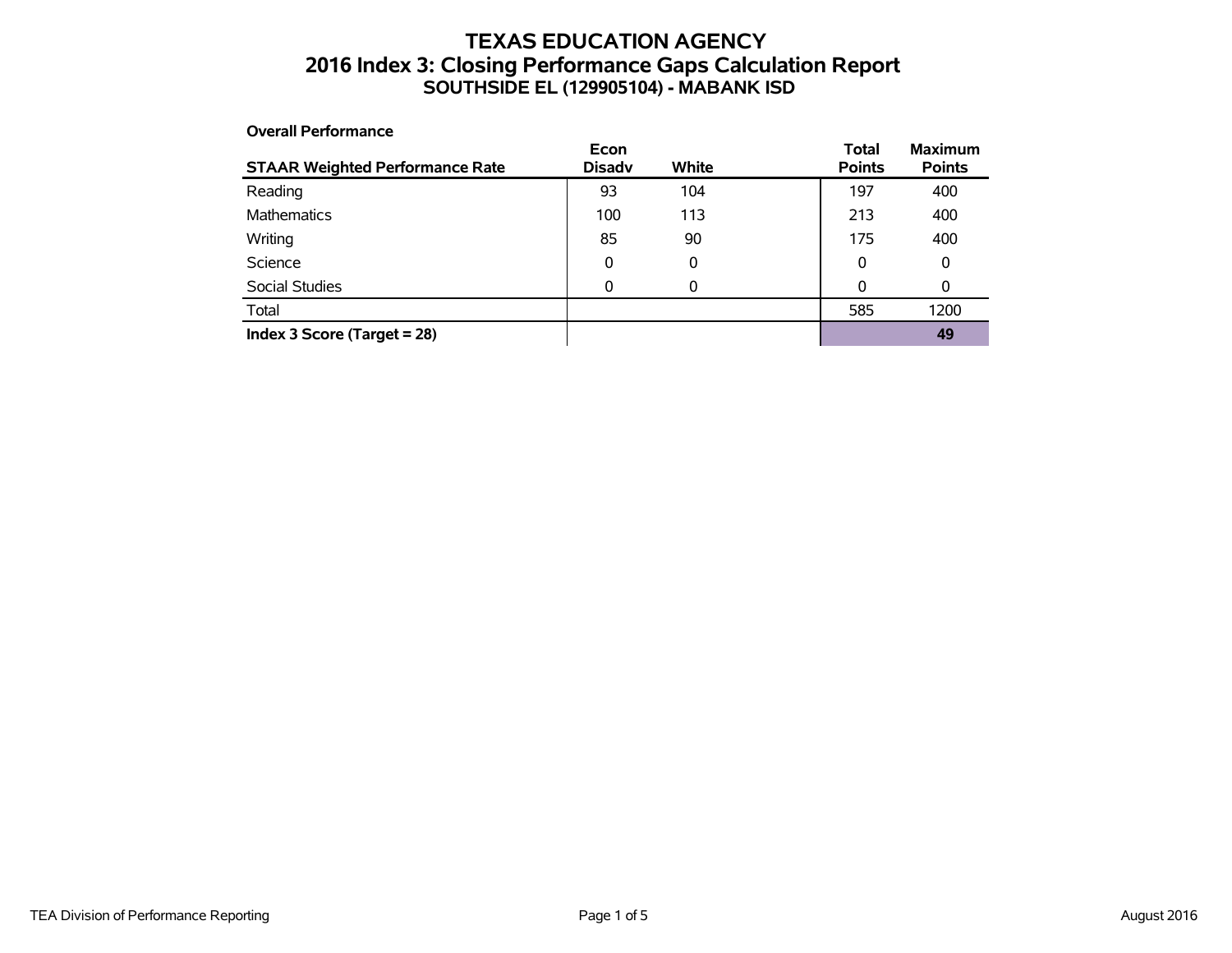# TEXAS EDUCATION AGENCY
## 2016 Index 3: Closing Performance Gaps Calculation Report
### SOUTHSIDE EL (129905104) - MABANK ISD

**Overall Performance**

| STAAR Weighted Performance Rate | Econ Disadv | White | Total Points | Maximum Points |
|---|---|---|---|---|
| Reading | 93 | 104 | 197 | 400 |
| Mathematics | 100 | 113 | 213 | 400 |
| Writing | 85 | 90 | 175 | 400 |
| Science | 0 | 0 | 0 | 0 |
| Social Studies | 0 | 0 | 0 | 0 |
| Total | | | 585 | 1200 |
| **Index 3 Score (Target = 28)** | | | | **49** |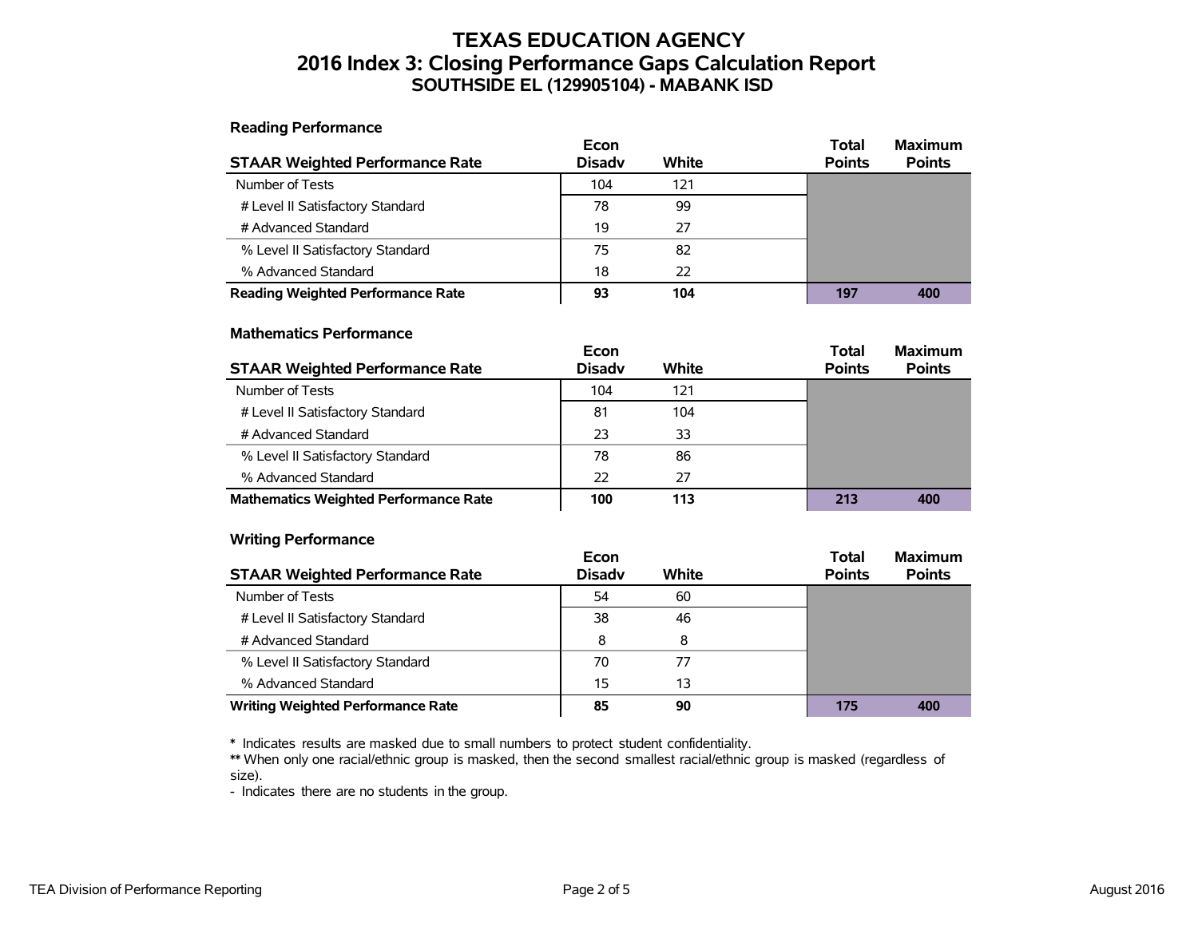# TEXAS EDUCATION AGENCY
## 2016 Index 3: Closing Performance Gaps Calculation Report
### SOUTHSIDE EL (129905104) - MABANK ISD

**Reading Performance**

| STAAR Weighted Performance Rate | Econ Disadv | White | Total Points | Maximum Points |
|---|---|---|---|---|
| Number of Tests | 104 | 121 | | |
| # Level II Satisfactory Standard | 78 | 99 | | |
| # Advanced Standard | 19 | 27 | | |
| % Level II Satisfactory Standard | 75 | 82 | | |
| % Advanced Standard | 18 | 22 | | |
| **Reading Weighted Performance Rate** | **93** | **104** | **197** | **400** |

**Mathematics Performance**

| STAAR Weighted Performance Rate | Econ Disadv | White | Total Points | Maximum Points |
|---|---|---|---|---|
| Number of Tests | 104 | 121 | | |
| # Level II Satisfactory Standard | 81 | 104 | | |
| # Advanced Standard | 23 | 33 | | |
| % Level II Satisfactory Standard | 78 | 86 | | |
| % Advanced Standard | 22 | 27 | | |
| **Mathematics Weighted Performance Rate** | **100** | **113** | **213** | **400** |

**Writing Performance**

| STAAR Weighted Performance Rate | Econ Disadv | White | Total Points | Maximum Points |
|---|---|---|---|---|
| Number of Tests | 54 | 60 | | |
| # Level II Satisfactory Standard | 38 | 46 | | |
| # Advanced Standard | 8 | 8 | | |
| % Level II Satisfactory Standard | 70 | 77 | | |
| % Advanced Standard | 15 | 13 | | |
| **Writing Weighted Performance Rate** | **85** | **90** | **175** | **400** |

**\*** Indicates results are masked due to small numbers to protect student confidentiality.
**\*\*** When only one racial/ethnic group is masked, then the second smallest racial/ethnic group is masked (regardless of size).
\- Indicates there are no students in the group.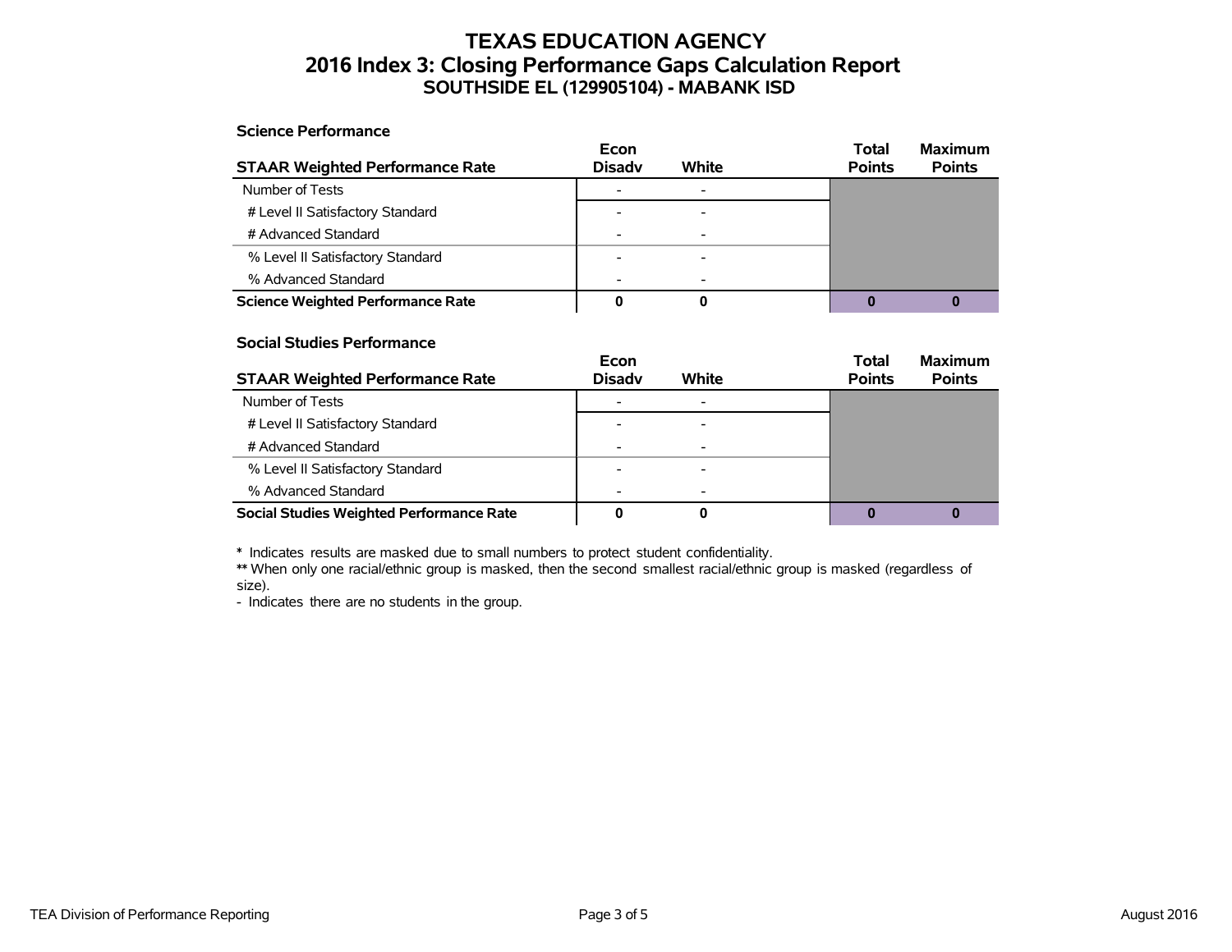# TEXAS EDUCATION AGENCY
## 2016 Index 3: Closing Performance Gaps Calculation Report
### SOUTHSIDE EL (129905104) - MABANK ISD

**Science Performance**

| STAAR Weighted Performance Rate | Econ Disadv | White | Total Points | Maximum Points |
|---|---|---|---|---|
| Number of Tests | - | - | | |
| # Level II Satisfactory Standard | - | - | | |
| # Advanced Standard | - | - | | |
| % Level II Satisfactory Standard | - | - | | |
| % Advanced Standard | - | - | | |
| **Science Weighted Performance Rate** | **0** | **0** | **0** | **0** |

**Social Studies Performance**

| STAAR Weighted Performance Rate | Econ Disadv | White | Total Points | Maximum Points |
|---|---|---|---|---|
| Number of Tests | - | - | | |
| # Level II Satisfactory Standard | - | - | | |
| # Advanced Standard | - | - | | |
| % Level II Satisfactory Standard | - | - | | |
| % Advanced Standard | - | - | | |
| **Social Studies Weighted Performance Rate** | **0** | **0** | **0** | **0** |

**\*** Indicates results are masked due to small numbers to protect student confidentiality.

**\*\*** When only one racial/ethnic group is masked, then the second smallest racial/ethnic group is masked (regardless of size).

\- Indicates there are no students in the group.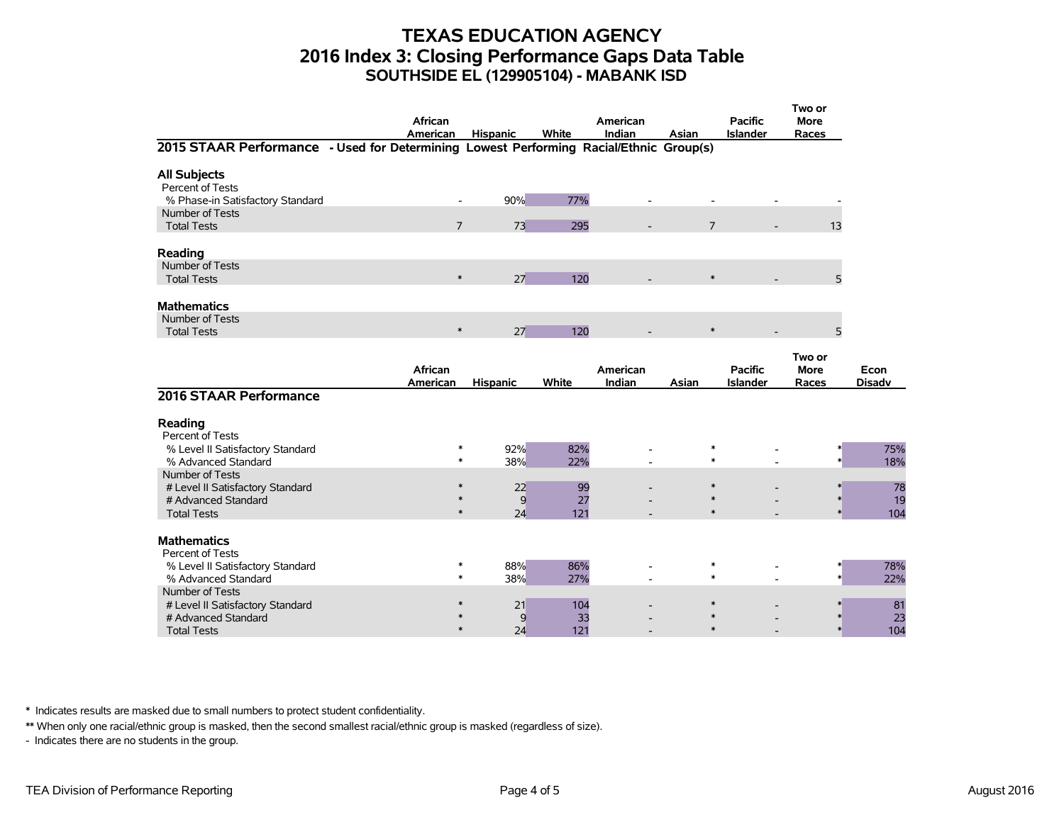# TEXAS EDUCATION AGENCY
# 2016 Index 3: Closing Performance Gaps Data Table
## SOUTHSIDE EL (129905104) - MABANK ISD

| | African American | Hispanic | White | American Indian | Asian | Pacific Islander | Two or More Races |
|---|---|---|---|---|---|---|---|
| **2015 STAAR Performance - Used for Determining Lowest Performing Racial/Ethnic Group(s)** | | | | | | | |
| **All Subjects** | | | | | | | |
| Percent of Tests | | | | | | | |
| % Phase-in Satisfactory Standard | - | 90% | 77% | - | - | - | - |
| Number of Tests | | | | | | | |
| Total Tests | 7 | 73 | 295 | - | 7 | - | 13 |
| **Reading** | | | | | | | |
| Number of Tests | | | | | | | |
| Total Tests | * | 27 | 120 | - | * | - | 5 |
| **Mathematics** | | | | | | | |
| Number of Tests | | | | | | | |
| Total Tests | * | 27 | 120 | - | * | - | 5 |

| | African American | Hispanic | White | American Indian | Asian | Pacific Islander | Two or More Races | Econ Disadv |
|---|---|---|---|---|---|---|---|---|
| **2016 STAAR Performance** | | | | | | | | |
| **Reading** | | | | | | | | |
| Percent of Tests | | | | | | | | |
| % Level II Satisfactory Standard | * | 92% | 82% | - | * | - | * | 75% |
| % Advanced Standard | * | 38% | 22% | - | * | - | * | 18% |
| Number of Tests | | | | | | | | |
| # Level II Satisfactory Standard | * | 22 | 99 | - | * | - | * | 78 |
| # Advanced Standard | * | 9 | 27 | - | * | - | * | 19 |
| Total Tests | * | 24 | 121 | - | * | - | * | 104 |
| **Mathematics** | | | | | | | | |
| Percent of Tests | | | | | | | | |
| % Level II Satisfactory Standard | * | 88% | 86% | - | * | - | * | 78% |
| % Advanced Standard | * | 38% | 27% | - | * | - | * | 22% |
| Number of Tests | | | | | | | | |
| # Level II Satisfactory Standard | * | 21 | 104 | - | * | - | * | 81 |
| # Advanced Standard | * | 9 | 33 | - | * | - | * | 23 |
| Total Tests | * | 24 | 121 | - | * | - | * | 104 |

**\*** Indicates results are masked due to small numbers to protect student confidentiality.

**\*\*** When only one racial/ethnic group is masked, then the second smallest racial/ethnic group is masked (regardless of size).

\- Indicates there are no students in the group.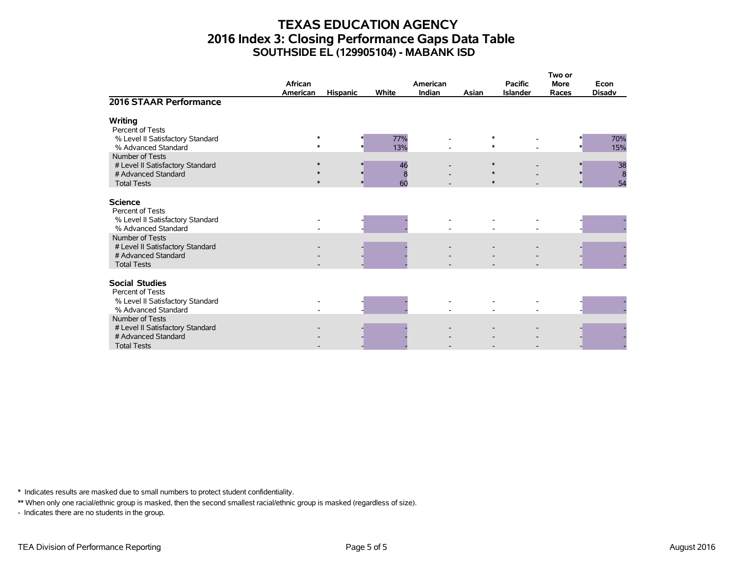# TEXAS EDUCATION AGENCY
## 2016 Index 3: Closing Performance Gaps Data Table
### SOUTHSIDE EL (129905104) - MABANK ISD

| 2016 STAAR Performance | African American | Hispanic | White | American Indian | Asian | Pacific Islander | Two or More Races | Econ Disadv |
|---|---|---|---|---|---|---|---|---|
| **Writing** | | | | | | | | |
| Percent of Tests | | | | | | | | |
| % Level II Satisfactory Standard | * | * | 77% | - | * | - | * | 70% |
| % Advanced Standard | * | * | 13% | - | * | - | * | 15% |
| Number of Tests | | | | | | | | |
| # Level II Satisfactory Standard | * | * | 46 | - | * | - | * | 38 |
| # Advanced Standard | * | * | 8 | - | * | - | * | 8 |
| Total Tests | * | * | 60 | - | * | - | * | 54 |
| **Science** | | | | | | | | |
| Percent of Tests | | | | | | | | |
| % Level II Satisfactory Standard | - | - | - | - | - | - | - | - |
| % Advanced Standard | - | - | - | - | - | - | - | - |
| Number of Tests | | | | | | | | |
| # Level II Satisfactory Standard | - | - | - | - | - | - | - | - |
| # Advanced Standard | - | - | - | - | - | - | - | - |
| Total Tests | - | - | - | - | - | - | - | - |
| **Social Studies** | | | | | | | | |
| Percent of Tests | | | | | | | | |
| % Level II Satisfactory Standard | - | - | - | - | - | - | - | - |
| % Advanced Standard | - | - | - | - | - | - | - | - |
| Number of Tests | | | | | | | | |
| # Level II Satisfactory Standard | - | - | - | - | - | - | - | - |
| # Advanced Standard | - | - | - | - | - | - | - | - |
| Total Tests | - | - | - | - | - | - | - | - |

\* Indicates results are masked due to small numbers to protect student confidentiality.

\*\* When only one racial/ethnic group is masked, then the second smallest racial/ethnic group is masked (regardless of size).

\- Indicates there are no students in the group.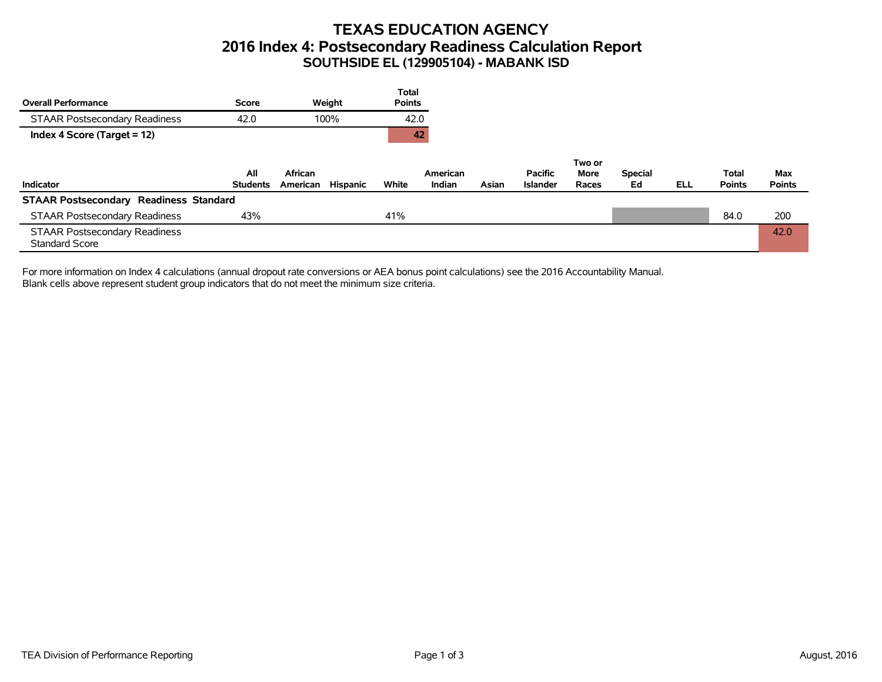# TEXAS EDUCATION AGENCY
## 2016 Index 4: Postsecondary Readiness Calculation Report
### SOUTHSIDE EL (129905104) - MABANK ISD

| Overall Performance | Score | Weight | Total Points |
|---|---|---|---|
| STAAR Postsecondary Readiness | 42.0 | 100% | 42.0 |
| **Index 4 Score (Target = 12)** | | | **42** |

| Indicator | All Students | African American | Hispanic | White | American Indian | Asian | Pacific Islander | Two or More Races | Special Ed | ELL | Total Points | Max Points |
|---|---|---|---|---|---|---|---|---|---|---|---|---|
| **STAAR Postsecondary Readiness Standard** | | | | | | | | | | | | |
| STAAR Postsecondary Readiness | 43% | | | 41% | | | | | | | 84.0 | 200 |
| STAAR Postsecondary Readiness Standard Score | | | | | | | | | | | | 42.0 |

For more information on Index 4 calculations (annual dropout rate conversions or AEA bonus point calculations) see the 2016 Accountability Manual.
Blank cells above represent student group indicators that do not meet the minimum size criteria.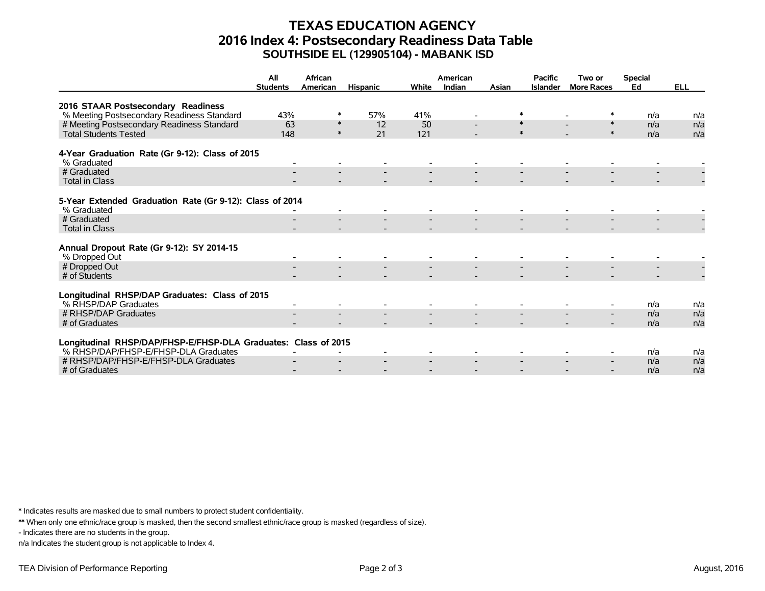# TEXAS EDUCATION AGENCY
## 2016 Index 4: Postsecondary Readiness Data Table
### SOUTHSIDE EL (129905104) - MABANK ISD

| | All Students | African American | Hispanic | White | American Indian | Asian | Pacific Islander | Two or More Races | Special Ed | ELL |
|---|---|---|---|---|---|---|---|---|---|---|
| **2016 STAAR Postsecondary Readiness** | | | | | | | | | | |
| % Meeting Postsecondary Readiness Standard | 43% | * | 57% | 41% | - | * | - | * | n/a | n/a |
| # Meeting Postsecondary Readiness Standard | 63 | * | 12 | 50 | - | * | - | * | n/a | n/a |
| Total Students Tested | 148 | * | 21 | 121 | - | * | - | * | n/a | n/a |
| **4-Year Graduation Rate (Gr 9-12): Class of 2015** | | | | | | | | | | |
| % Graduated | - | - | - | - | - | - | - | - | - | - |
| # Graduated | - | - | - | - | - | - | - | - | - | - |
| Total in Class | - | - | - | - | - | - | - | - | - | - |
| **5-Year Extended Graduation Rate (Gr 9-12): Class of 2014** | | | | | | | | | | |
| % Graduated | - | - | - | - | - | - | - | - | - | - |
| # Graduated | - | - | - | - | - | - | - | - | - | - |
| Total in Class | - | - | - | - | - | - | - | - | - | - |
| **Annual Dropout Rate (Gr 9-12): SY 2014-15** | | | | | | | | | | |
| % Dropped Out | - | - | - | - | - | - | - | - | - | - |
| # Dropped Out | - | - | - | - | - | - | - | - | - | - |
| # of Students | - | - | - | - | - | - | - | - | - | - |
| **Longitudinal RHSP/DAP Graduates: Class of 2015** | | | | | | | | | | |
| % RHSP/DAP Graduates | - | - | - | - | - | - | - | - | n/a | n/a |
| # RHSP/DAP Graduates | - | - | - | - | - | - | - | - | n/a | n/a |
| # of Graduates | - | - | - | - | - | - | - | - | n/a | n/a |
| **Longitudinal RHSP/DAP/FHSP-E/FHSP-DLA Graduates: Class of 2015** | | | | | | | | | | |
| % RHSP/DAP/FHSP-E/FHSP-DLA Graduates | - | - | - | - | - | - | - | - | n/a | n/a |
| # RHSP/DAP/FHSP-E/FHSP-DLA Graduates | - | - | - | - | - | - | - | - | n/a | n/a |
| # of Graduates | - | - | - | - | - | - | - | - | n/a | n/a |

* Indicates results are masked due to small numbers to protect student confidentiality.

** When only one ethnic/race group is masked, then the second smallest ethnic/race group is masked (regardless of size).

- Indicates there are no students in the group.

n/a Indicates the student group is not applicable to Index 4.

TEA Division of Performance Reporting August, 2016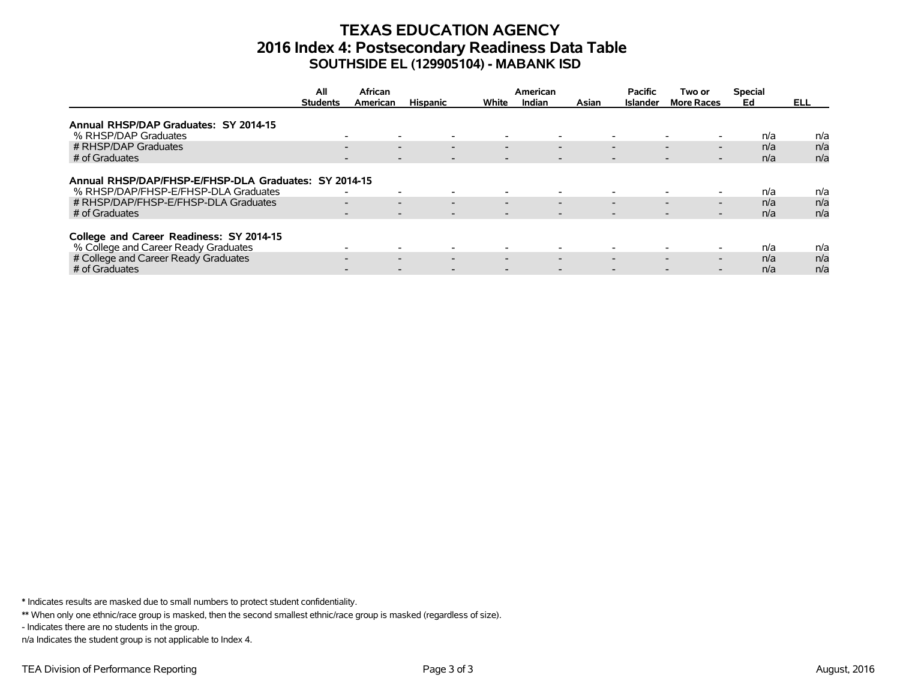# TEXAS EDUCATION AGENCY
## 2016 Index 4: Postsecondary Readiness Data Table
### SOUTHSIDE EL (129905104) - MABANK ISD

| | All Students | African American | Hispanic | White | American Indian | Asian | Pacific Islander | Two or More Races | Special Ed | ELL |
|---|---|---|---|---|---|---|---|---|---|---|
| **Annual RHSP/DAP Graduates: SY 2014-15** | | | | | | | | | | |
| % RHSP/DAP Graduates | - | - | - | - | - | - | - | - | n/a | n/a |
| # RHSP/DAP Graduates | - | - | - | - | - | - | - | - | n/a | n/a |
| # of Graduates | - | - | - | - | - | - | - | - | n/a | n/a |
| **Annual RHSP/DAP/FHSP-E/FHSP-DLA Graduates: SY 2014-15** | | | | | | | | | | |
| % RHSP/DAP/FHSP-E/FHSP-DLA Graduates | - | - | - | - | - | - | - | - | n/a | n/a |
| # RHSP/DAP/FHSP-E/FHSP-DLA Graduates | - | - | - | - | - | - | - | - | n/a | n/a |
| # of Graduates | - | - | - | - | - | - | - | - | n/a | n/a |
| **College and Career Readiness: SY 2014-15** | | | | | | | | | | |
| % College and Career Ready Graduates | - | - | - | - | - | - | - | - | n/a | n/a |
| # College and Career Ready Graduates | - | - | - | - | - | - | - | - | n/a | n/a |
| # of Graduates | - | - | - | - | - | - | - | - | n/a | n/a |

* Indicates results are masked due to small numbers to protect student confidentiality.

** When only one ethnic/race group is masked, then the second smallest ethnic/race group is masked (regardless of size).

- Indicates there are no students in the group.

n/a Indicates the student group is not applicable to Index 4.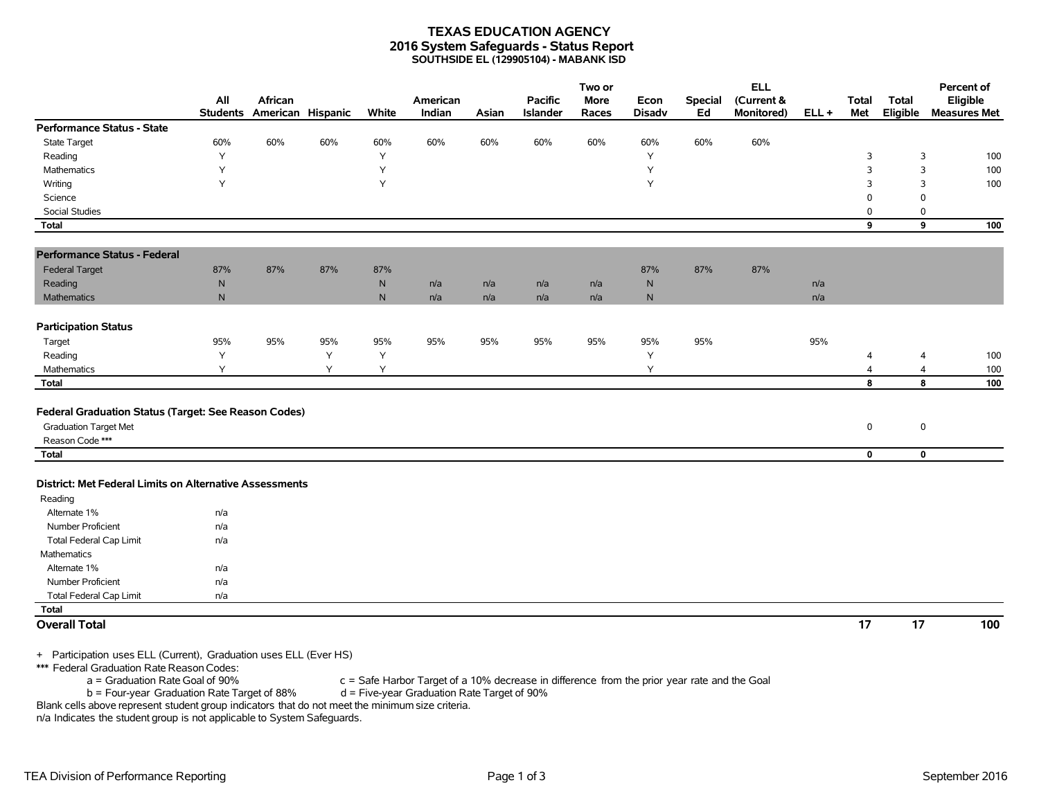# TEXAS EDUCATION AGENCY
## 2016 System Safeguards - Status Report
### SOUTHSIDE EL (129905104) - MABANK ISD

| | All Students | African American | Hispanic | White | American Indian | Asian | Pacific Islander | Two or More Races | Econ Disadv | Special Ed | ELL (Current & Monitored) | ELL + | Total Met | Total Eligible | Percent of Eligible Measures Met |
|---|---|---|---|---|---|---|---|---|---|---|---|---|---|---|---|
| **Performance Status - State** | | | | | | | | | | | | | | | |
| State Target | 60% | 60% | 60% | 60% | 60% | 60% | 60% | 60% | 60% | 60% | 60% | | | | |
| Reading | Y | | | Y | | | | | Y | | | | 3 | 3 | 100 |
| Mathematics | Y | | | Y | | | | | Y | | | | 3 | 3 | 100 |
| Writing | Y | | | Y | | | | | Y | | | | 3 | 3 | 100 |
| Science | | | | | | | | | | | | | 0 | 0 | |
| Social Studies | | | | | | | | | | | | | 0 | 0 | |
| **Total** | | | | | | | | | | | | | **9** | **9** | **100** |
| **Performance Status - Federal** | | | | | | | | | | | | | | | |
| Federal Target | 87% | 87% | 87% | 87% | | | | | 87% | 87% | 87% | | | | |
| Reading | N | | | N | n/a | n/a | n/a | n/a | N | | | n/a | | | |
| Mathematics | N | | | N | n/a | n/a | n/a | n/a | N | | | n/a | | | |
| **Participation Status** | | | | | | | | | | | | | | | |
| Target | 95% | 95% | 95% | 95% | 95% | 95% | 95% | 95% | 95% | 95% | | 95% | | | |
| Reading | Y | | Y | Y | | | | | Y | | | | 4 | 4 | 100 |
| Mathematics | Y | | Y | Y | | | | | Y | | | | 4 | 4 | 100 |
| **Total** | | | | | | | | | | | | | **8** | **8** | **100** |
| **Federal Graduation Status (Target: See Reason Codes)** | | | | | | | | | | | | | | | |
| Graduation Target Met | | | | | | | | | | | | | 0 | 0 | |
| Reason Code *** | | | | | | | | | | | | | | | |
| **Total** | | | | | | | | | | | | | **0** | **0** | |
| **District: Met Federal Limits on Alternative Assessments** | | | | | | | | | | | | | | | |
| Reading | | | | | | | | | | | | | | | |
| Alternate 1% | n/a | | | | | | | | | | | | | | |
| Number Proficient | n/a | | | | | | | | | | | | | | |
| Total Federal Cap Limit | n/a | | | | | | | | | | | | | | |
| Mathematics | | | | | | | | | | | | | | | |
| Alternate 1% | n/a | | | | | | | | | | | | | | |
| Number Proficient | n/a | | | | | | | | | | | | | | |
| Total Federal Cap Limit | n/a | | | | | | | | | | | | | | |
| **Total** | | | | | | | | | | | | | | | |
| **Overall Total** | | | | | | | | | | | | | **17** | **17** | **100** |

\+ Participation uses ELL (Current), Graduation uses ELL (Ever HS)

*** Federal Graduation Rate Reason Codes:

- a = Graduation Rate Goal of 90%
- b = Four-year Graduation Rate Target of 88%
- c = Safe Harbor Target of a 10% decrease in difference from the prior year rate and the Goal
- d = Five-year Graduation Rate Target of 90%

Blank cells above represent student group indicators that do not meet the minimum size criteria.

n/a Indicates the student group is not applicable to System Safeguards.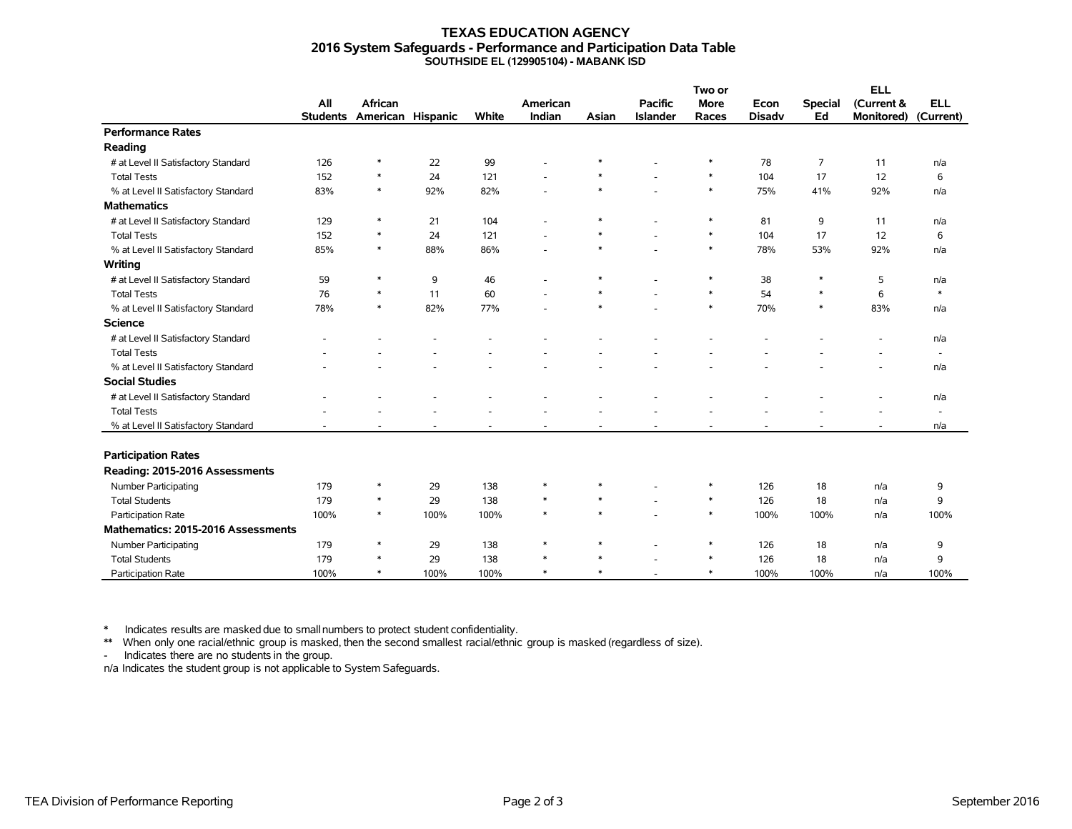# TEXAS EDUCATION AGENCY
## 2016 System Safeguards - Performance and Participation Data Table
### SOUTHSIDE EL (129905104) - MABANK ISD

| | All Students | African American | Hispanic | White | American Indian | Asian | Pacific Islander | Two or More Races | Econ Disadv | Special Ed | ELL (Current & Monitored) | ELL (Current) |
|---|---|---|---|---|---|---|---|---|---|---|---|---|
| **Performance Rates** | | | | | | | | | | | | |
| **Reading** | | | | | | | | | | | | |
| # at Level II Satisfactory Standard | 126 | * | 22 | 99 | - | * | - | * | 78 | 7 | 11 | n/a |
| Total Tests | 152 | * | 24 | 121 | - | * | - | * | 104 | 17 | 12 | 6 |
| % at Level II Satisfactory Standard | 83% | * | 92% | 82% | - | * | - | * | 75% | 41% | 92% | n/a |
| **Mathematics** | | | | | | | | | | | | |
| # at Level II Satisfactory Standard | 129 | * | 21 | 104 | - | * | - | * | 81 | 9 | 11 | n/a |
| Total Tests | 152 | * | 24 | 121 | - | * | - | * | 104 | 17 | 12 | 6 |
| % at Level II Satisfactory Standard | 85% | * | 88% | 86% | - | * | - | * | 78% | 53% | 92% | n/a |
| **Writing** | | | | | | | | | | | | |
| # at Level II Satisfactory Standard | 59 | * | 9 | 46 | - | * | - | * | 38 | * | 5 | n/a |
| Total Tests | 76 | * | 11 | 60 | - | * | - | * | 54 | * | 6 | * |
| % at Level II Satisfactory Standard | 78% | * | 82% | 77% | - | * | - | * | 70% | * | 83% | n/a |
| **Science** | | | | | | | | | | | | |
| # at Level II Satisfactory Standard | - | - | - | - | - | - | - | - | - | - | - | n/a |
| Total Tests | - | - | - | - | - | - | - | - | - | - | - | - |
| % at Level II Satisfactory Standard | - | - | - | - | - | - | - | - | - | - | - | n/a |
| **Social Studies** | | | | | | | | | | | | |
| # at Level II Satisfactory Standard | - | - | - | - | - | - | - | - | - | - | - | n/a |
| Total Tests | - | - | - | - | - | - | - | - | - | - | - | - |
| % at Level II Satisfactory Standard | - | - | - | - | - | - | - | - | - | - | - | n/a |
| **Participation Rates** | | | | | | | | | | | | |
| **Reading: 2015-2016 Assessments** | | | | | | | | | | | | |
| Number Participating | 179 | * | 29 | 138 | * | * | - | * | 126 | 18 | n/a | 9 |
| Total Students | 179 | * | 29 | 138 | * | * | - | * | 126 | 18 | n/a | 9 |
| Participation Rate | 100% | * | 100% | 100% | * | * | - | * | 100% | 100% | n/a | 100% |
| **Mathematics: 2015-2016 Assessments** | | | | | | | | | | | | |
| Number Participating | 179 | * | 29 | 138 | * | * | - | * | 126 | 18 | n/a | 9 |
| Total Students | 179 | * | 29 | 138 | * | * | - | * | 126 | 18 | n/a | 9 |
| Participation Rate | 100% | * | 100% | 100% | * | * | - | * | 100% | 100% | n/a | 100% |

\* Indicates results are masked due to small numbers to protect student confidentiality.

** When only one racial/ethnic group is masked, then the second smallest racial/ethnic group is masked (regardless of size).

\- Indicates there are no students in the group.

n/a Indicates the student group is not applicable to System Safeguards.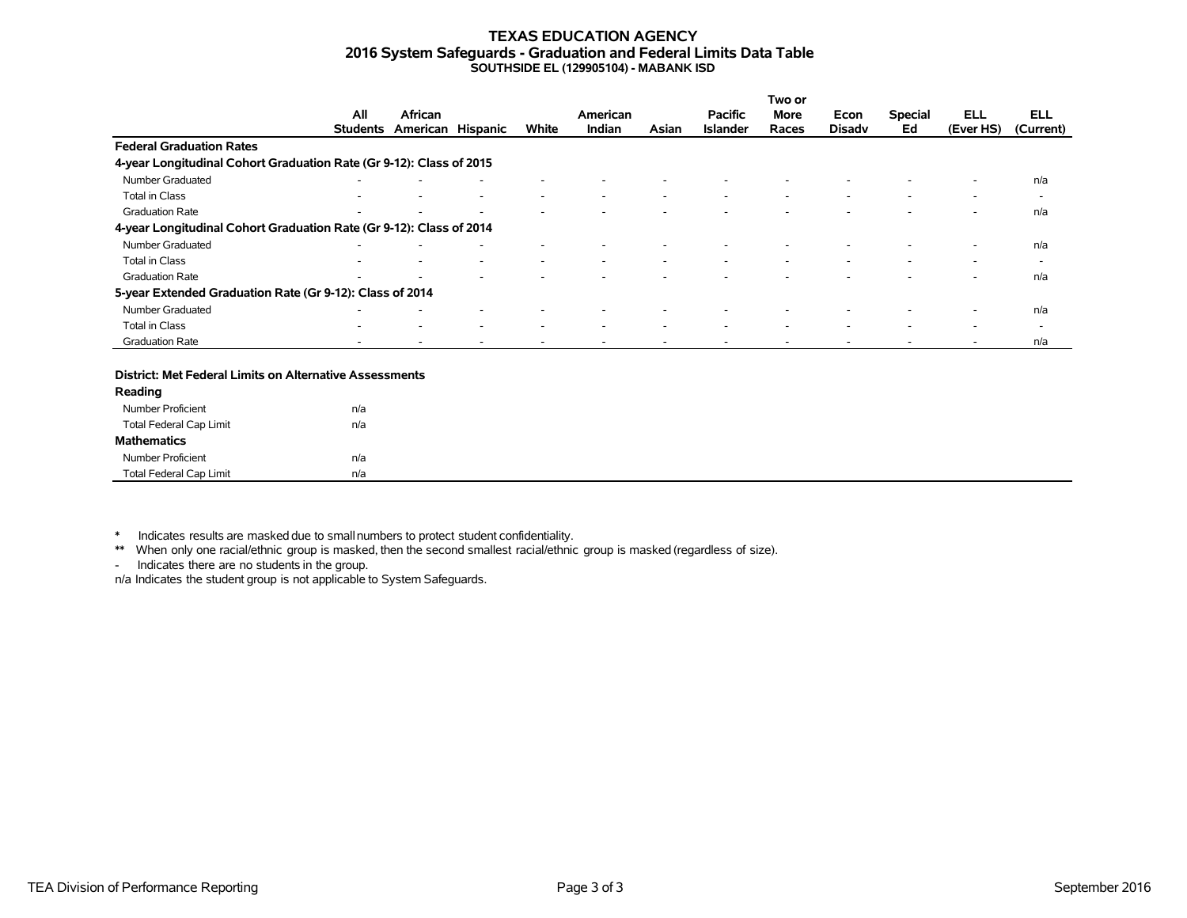# TEXAS EDUCATION AGENCY
## 2016 System Safeguards - Graduation and Federal Limits Data Table
### SOUTHSIDE EL (129905104) - MABANK ISD

| | All Students | African American | Hispanic | White | American Indian | Asian | Pacific Islander | Two or More Races | Econ Disadv | Special Ed | ELL (Ever HS) | ELL (Current) |
|---|---|---|---|---|---|---|---|---|---|---|---|---|
| **Federal Graduation Rates** | | | | | | | | | | | | |
| **4-year Longitudinal Cohort Graduation Rate (Gr 9-12): Class of 2015** | | | | | | | | | | | | |
| Number Graduated | - | - | - | - | - | - | - | - | - | - | - | n/a |
| Total in Class | - | - | - | - | - | - | - | - | - | - | - | - |
| Graduation Rate | - | - | - | - | - | - | - | - | - | - | - | n/a |
| **4-year Longitudinal Cohort Graduation Rate (Gr 9-12): Class of 2014** | | | | | | | | | | | | |
| Number Graduated | - | - | - | - | - | - | - | - | - | - | - | n/a |
| Total in Class | - | - | - | - | - | - | - | - | - | - | - | - |
| Graduation Rate | - | - | - | - | - | - | - | - | - | - | - | n/a |
| **5-year Extended Graduation Rate (Gr 9-12): Class of 2014** | | | | | | | | | | | | |
| Number Graduated | - | - | - | - | - | - | - | - | - | - | - | n/a |
| Total in Class | - | - | - | - | - | - | - | - | - | - | - | - |
| Graduation Rate | - | - | - | - | - | - | - | - | - | - | - | n/a |

| **District: Met Federal Limits on Alternative Assessments** | |
|---|---|
| **Reading** | |
| Number Proficient | n/a |
| Total Federal Cap Limit | n/a |
| **Mathematics** | |
| Number Proficient | n/a |
| Total Federal Cap Limit | n/a |

* Indicates results are masked due to small numbers to protect student confidentiality.

** When only one racial/ethnic group is masked, then the second smallest racial/ethnic group is masked (regardless of size).

- Indicates there are no students in the group.

n/a Indicates the student group is not applicable to System Safeguards.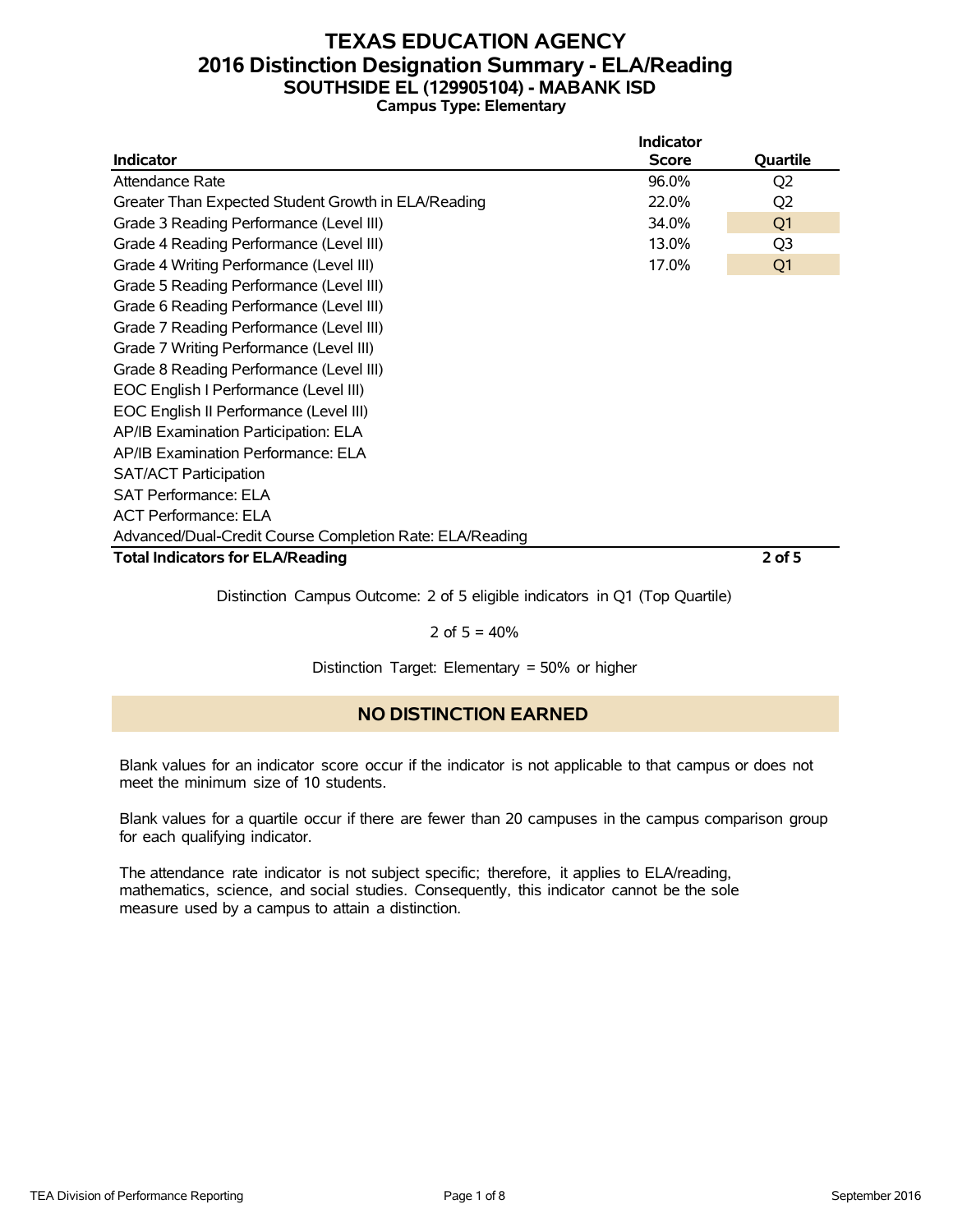# TEXAS EDUCATION AGENCY
## 2016 Distinction Designation Summary - ELA/Reading
### SOUTHSIDE EL (129905104) - MABANK ISD
**Campus Type: Elementary**

| Indicator | Indicator Score | Quartile |
|---|---|---|
| Attendance Rate | 96.0% | Q2 |
| Greater Than Expected Student Growth in ELA/Reading | 22.0% | Q2 |
| Grade 3 Reading Performance (Level III) | 34.0% | Q1 |
| Grade 4 Reading Performance (Level III) | 13.0% | Q3 |
| Grade 4 Writing Performance (Level III) | 17.0% | Q1 |
| Grade 5 Reading Performance (Level III) | | |
| Grade 6 Reading Performance (Level III) | | |
| Grade 7 Reading Performance (Level III) | | |
| Grade 7 Writing Performance (Level III) | | |
| Grade 8 Reading Performance (Level III) | | |
| EOC English I Performance (Level III) | | |
| EOC English II Performance (Level III) | | |
| AP/IB Examination Participation: ELA | | |
| AP/IB Examination Performance: ELA | | |
| SAT/ACT Participation | | |
| SAT Performance: ELA | | |
| ACT Performance: ELA | | |
| Advanced/Dual-Credit Course Completion Rate: ELA/Reading | | |
| **Total Indicators for ELA/Reading** | | **2 of 5** |

Distinction Campus Outcome: 2 of 5 eligible indicators in Q1 (Top Quartile)

2 of 5 = 40%

Distinction Target: Elementary = 50% or higher

**NO DISTINCTION EARNED**

Blank values for an indicator score occur if the indicator is not applicable to that campus or does not meet the minimum size of 10 students.

Blank values for a quartile occur if there are fewer than 20 campuses in the campus comparison group for each qualifying indicator.

The attendance rate indicator is not subject specific; therefore, it applies to ELA/reading, mathematics, science, and social studies. Consequently, this indicator cannot be the sole measure used by a campus to attain a distinction.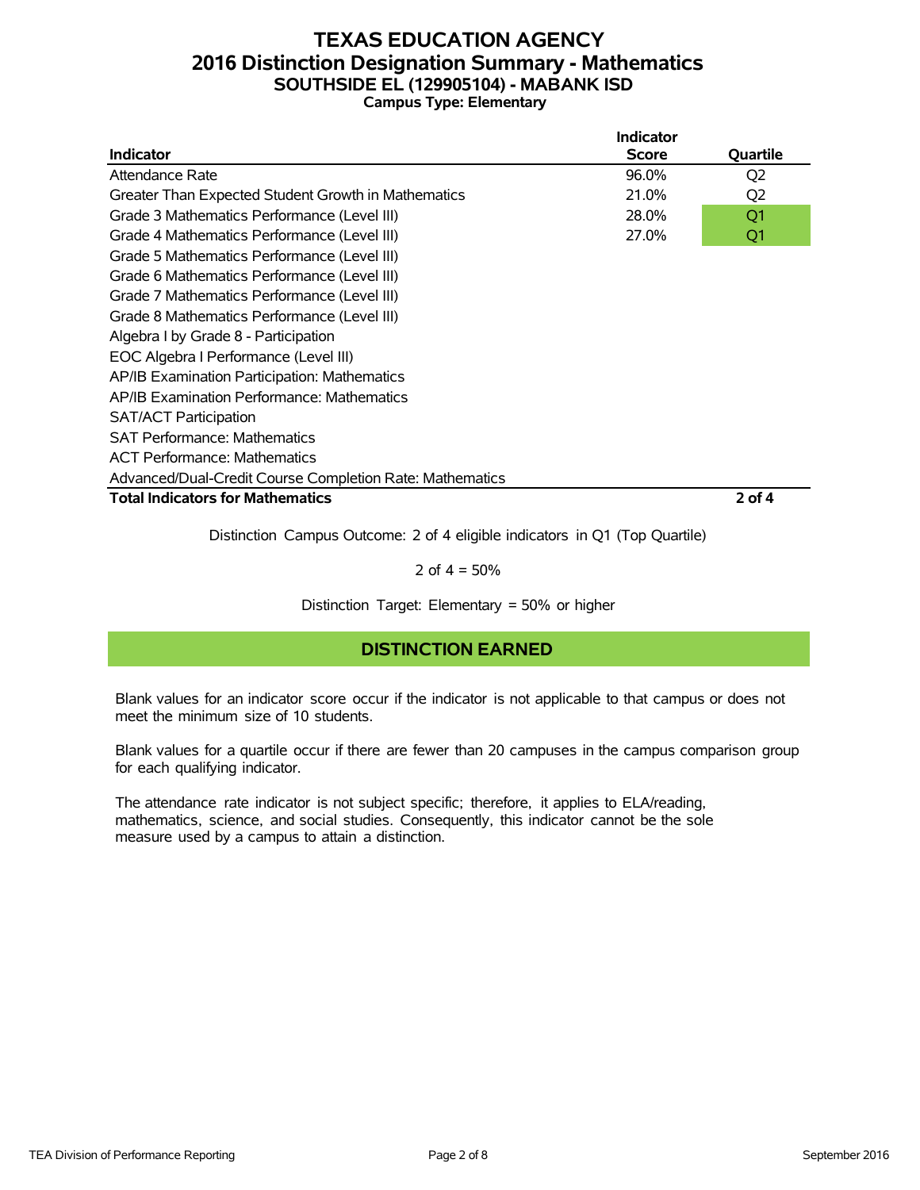# TEXAS EDUCATION AGENCY
## 2016 Distinction Designation Summary - Mathematics
### SOUTHSIDE EL (129905104) - MABANK ISD
**Campus Type: Elementary**

| Indicator | Indicator Score | Quartile |
|---|---|---|
| Attendance Rate | 96.0% | Q2 |
| Greater Than Expected Student Growth in Mathematics | 21.0% | Q2 |
| Grade 3 Mathematics Performance (Level III) | 28.0% | Q1 |
| Grade 4 Mathematics Performance (Level III) | 27.0% | Q1 |
| Grade 5 Mathematics Performance (Level III) | | |
| Grade 6 Mathematics Performance (Level III) | | |
| Grade 7 Mathematics Performance (Level III) | | |
| Grade 8 Mathematics Performance (Level III) | | |
| Algebra I by Grade 8 - Participation | | |
| EOC Algebra I Performance (Level III) | | |
| AP/IB Examination Participation: Mathematics | | |
| AP/IB Examination Performance: Mathematics | | |
| SAT/ACT Participation | | |
| SAT Performance: Mathematics | | |
| ACT Performance: Mathematics | | |
| Advanced/Dual-Credit Course Completion Rate: Mathematics | | |
| **Total Indicators for Mathematics** | | **2 of 4** |

Distinction Campus Outcome: 2 of 4 eligible indicators in Q1 (Top Quartile)

2 of 4 = 50%

Distinction Target: Elementary = 50% or higher

**DISTINCTION EARNED**

Blank values for an indicator score occur if the indicator is not applicable to that campus or does not meet the minimum size of 10 students.

Blank values for a quartile occur if there are fewer than 20 campuses in the campus comparison group for each qualifying indicator.

The attendance rate indicator is not subject specific; therefore, it applies to ELA/reading, mathematics, science, and social studies. Consequently, this indicator cannot be the sole measure used by a campus to attain a distinction.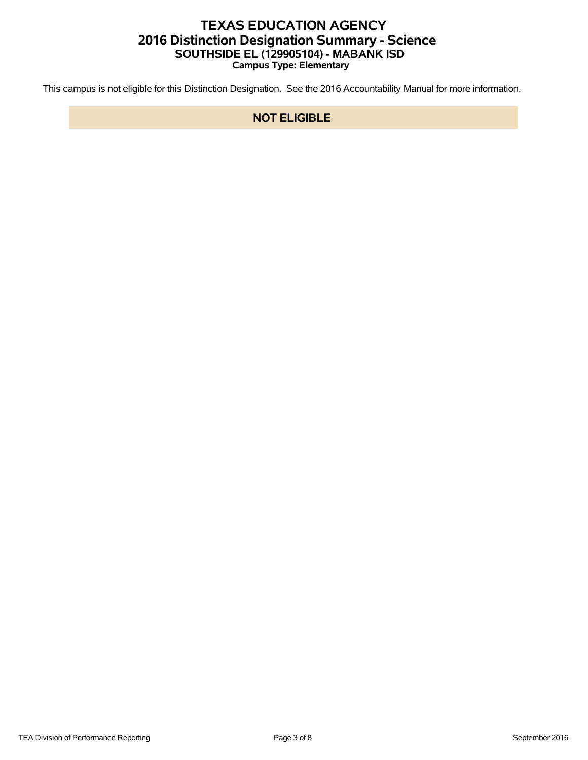# TEXAS EDUCATION AGENCY
## 2016 Distinction Designation Summary - Science
### SOUTHSIDE EL (129905104) - MABANK ISD
**Campus Type: Elementary**

This campus is not eligible for this Distinction Designation. See the 2016 Accountability Manual for more information.

**NOT ELIGIBLE**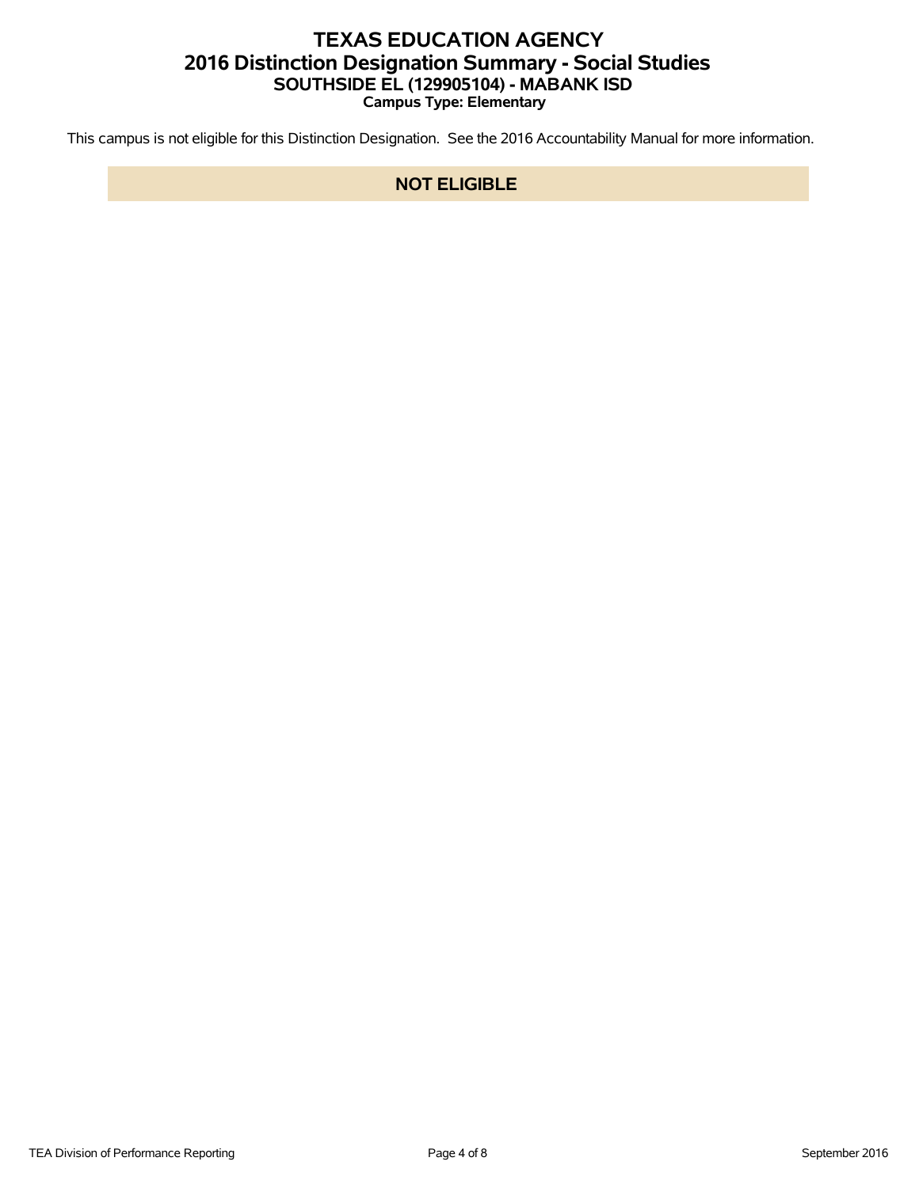# TEXAS EDUCATION AGENCY
## 2016 Distinction Designation Summary - Social Studies
### SOUTHSIDE EL (129905104) - MABANK ISD
**Campus Type: Elementary**

This campus is not eligible for this Distinction Designation. See the 2016 Accountability Manual for more information.

**NOT ELIGIBLE**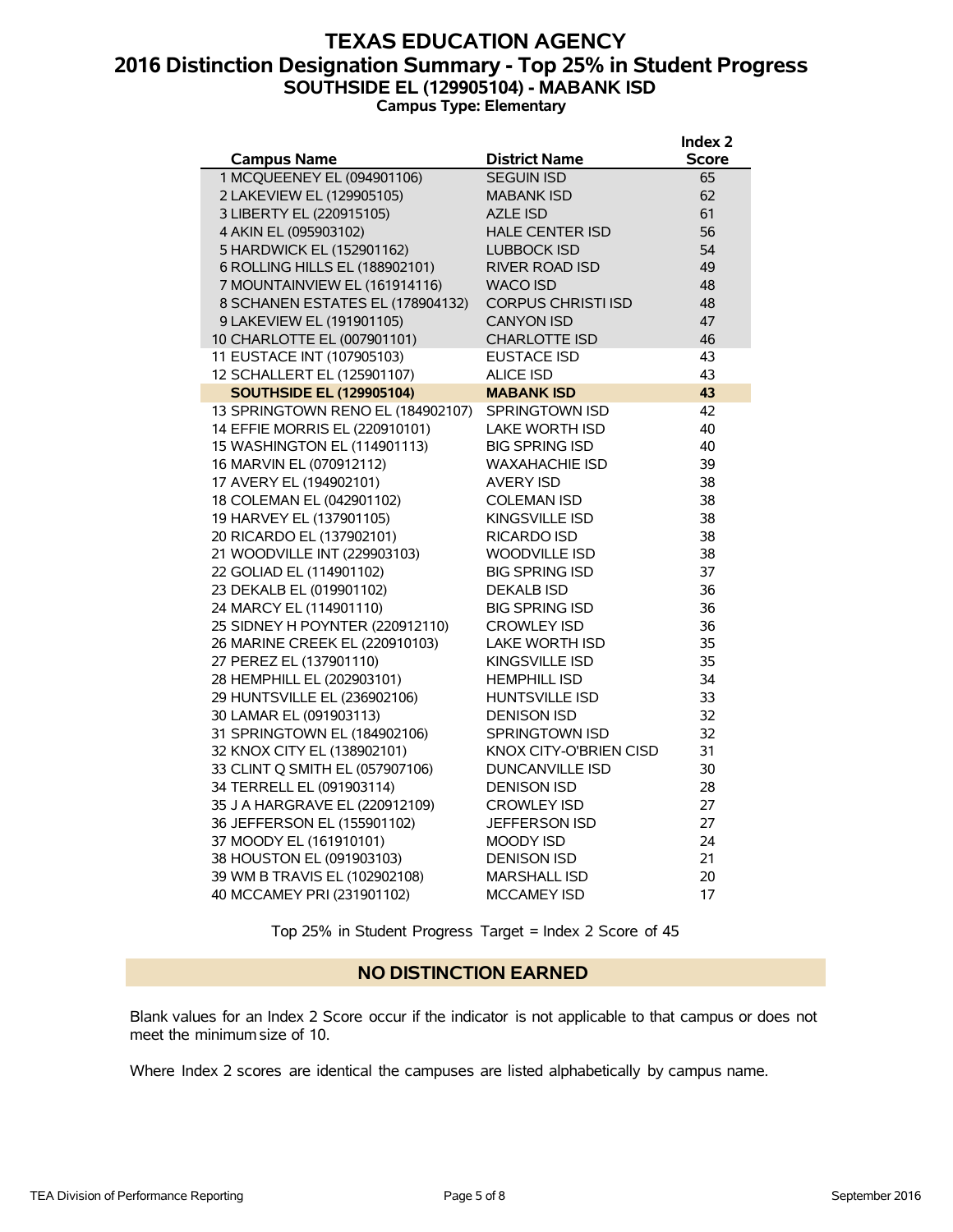# TEXAS EDUCATION AGENCY
## 2016 Distinction Designation Summary - Top 25% in Student Progress
### SOUTHSIDE EL (129905104) - MABANK ISD
**Campus Type: Elementary**

| Campus Name | District Name | Index 2 Score |
|---|---|---|
| 1 MCQUEENEY EL (094901106) | SEGUIN ISD | 65 |
| 2 LAKEVIEW EL (129905105) | MABANK ISD | 62 |
| 3 LIBERTY EL (220915105) | AZLE ISD | 61 |
| 4 AKIN EL (095903102) | HALE CENTER ISD | 56 |
| 5 HARDWICK EL (152901162) | LUBBOCK ISD | 54 |
| 6 ROLLING HILLS EL (188902101) | RIVER ROAD ISD | 49 |
| 7 MOUNTAINVIEW EL (161914116) | WACO ISD | 48 |
| 8 SCHANEN ESTATES EL (178904132) | CORPUS CHRISTI ISD | 48 |
| 9 LAKEVIEW EL (191901105) | CANYON ISD | 47 |
| 10 CHARLOTTE EL (007901101) | CHARLOTTE ISD | 46 |
| 11 EUSTACE INT (107905103) | EUSTACE ISD | 43 |
| 12 SCHALLERT EL (125901107) | ALICE ISD | 43 |
| **SOUTHSIDE EL (129905104)** | **MABANK ISD** | **43** |
| 13 SPRINGTOWN RENO EL (184902107) | SPRINGTOWN ISD | 42 |
| 14 EFFIE MORRIS EL (220910101) | LAKE WORTH ISD | 40 |
| 15 WASHINGTON EL (114901113) | BIG SPRING ISD | 40 |
| 16 MARVIN EL (070912112) | WAXAHACHIE ISD | 39 |
| 17 AVERY EL (194902101) | AVERY ISD | 38 |
| 18 COLEMAN EL (042901102) | COLEMAN ISD | 38 |
| 19 HARVEY EL (137901105) | KINGSVILLE ISD | 38 |
| 20 RICARDO EL (137902101) | RICARDO ISD | 38 |
| 21 WOODVILLE INT (229903103) | WOODVILLE ISD | 38 |
| 22 GOLIAD EL (114901102) | BIG SPRING ISD | 37 |
| 23 DEKALB EL (019901102) | DEKALB ISD | 36 |
| 24 MARCY EL (114901110) | BIG SPRING ISD | 36 |
| 25 SIDNEY H POYNTER (220912110) | CROWLEY ISD | 36 |
| 26 MARINE CREEK EL (220910103) | LAKE WORTH ISD | 35 |
| 27 PEREZ EL (137901110) | KINGSVILLE ISD | 35 |
| 28 HEMPHILL EL (202903101) | HEMPHILL ISD | 34 |
| 29 HUNTSVILLE EL (236902106) | HUNTSVILLE ISD | 33 |
| 30 LAMAR EL (091903113) | DENISON ISD | 32 |
| 31 SPRINGTOWN EL (184902106) | SPRINGTOWN ISD | 32 |
| 32 KNOX CITY EL (138902101) | KNOX CITY-O'BRIEN CISD | 31 |
| 33 CLINT Q SMITH EL (057907106) | DUNCANVILLE ISD | 30 |
| 34 TERRELL EL (091903114) | DENISON ISD | 28 |
| 35 J A HARGRAVE EL (220912109) | CROWLEY ISD | 27 |
| 36 JEFFERSON EL (155901102) | JEFFERSON ISD | 27 |
| 37 MOODY EL (161910101) | MOODY ISD | 24 |
| 38 HOUSTON EL (091903103) | DENISON ISD | 21 |
| 39 WM B TRAVIS EL (102902108) | MARSHALL ISD | 20 |
| 40 MCCAMEY PRI (231901102) | MCCAMEY ISD | 17 |

Top 25% in Student Progress Target = Index 2 Score of 45

**NO DISTINCTION EARNED**

Blank values for an Index 2 Score occur if the indicator is not applicable to that campus or does not meet the minimum size of 10.

Where Index 2 scores are identical the campuses are listed alphabetically by campus name.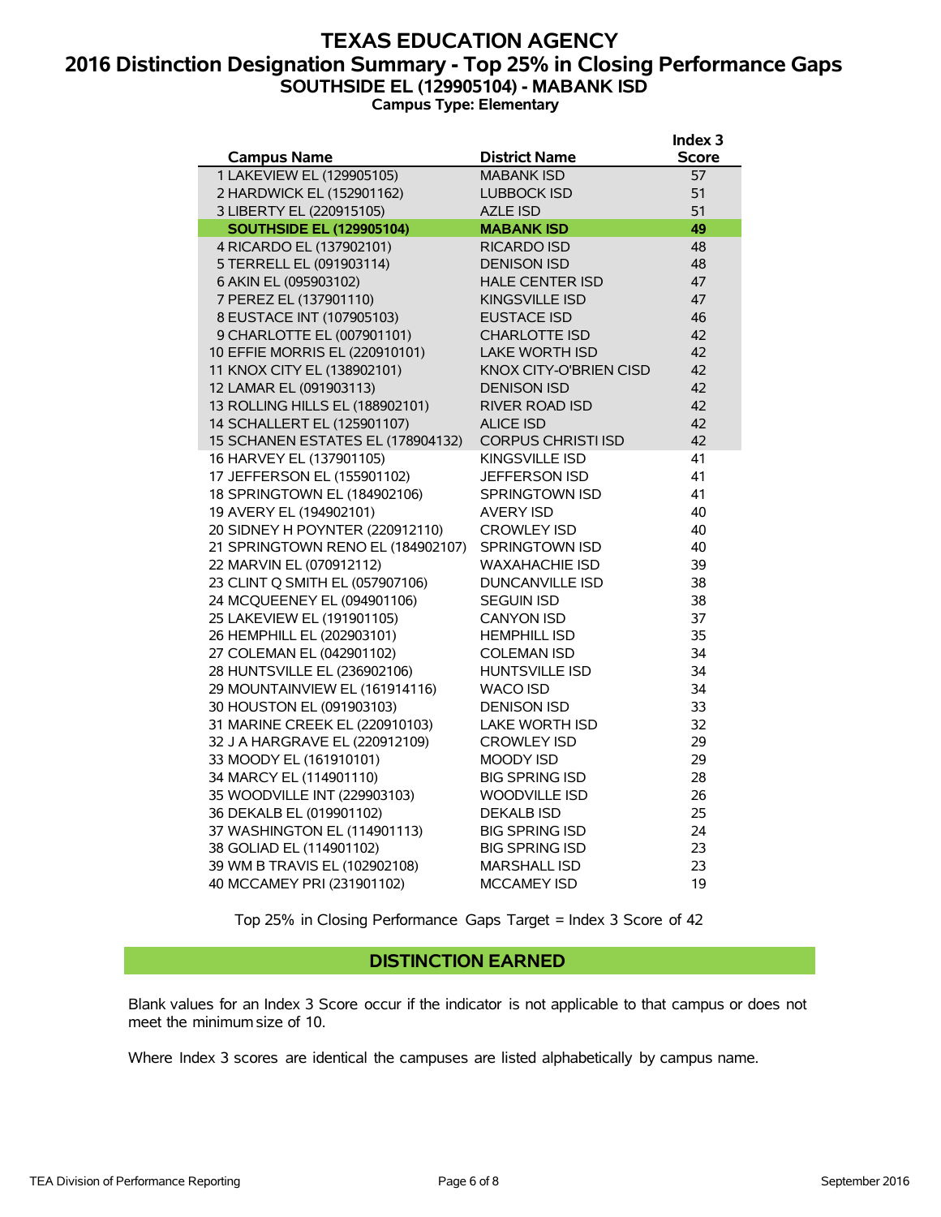# TEXAS EDUCATION AGENCY

## 2016 Distinction Designation Summary - Top 25% in Closing Performance Gaps

### SOUTHSIDE EL (129905104) - MABANK ISD

**Campus Type: Elementary**

| Campus Name | District Name | Index 3 Score |
|---|---|---|
| 1 LAKEVIEW EL (129905105) | MABANK ISD | 57 |
| 2 HARDWICK EL (152901162) | LUBBOCK ISD | 51 |
| 3 LIBERTY EL (220915105) | AZLE ISD | 51 |
| **SOUTHSIDE EL (129905104)** | **MABANK ISD** | **49** |
| 4 RICARDO EL (137902101) | RICARDO ISD | 48 |
| 5 TERRELL EL (091903114) | DENISON ISD | 48 |
| 6 AKIN EL (095903102) | HALE CENTER ISD | 47 |
| 7 PEREZ EL (137901110) | KINGSVILLE ISD | 47 |
| 8 EUSTACE INT (107905103) | EUSTACE ISD | 46 |
| 9 CHARLOTTE EL (007901101) | CHARLOTTE ISD | 42 |
| 10 EFFIE MORRIS EL (220910101) | LAKE WORTH ISD | 42 |
| 11 KNOX CITY EL (138902101) | KNOX CITY-O'BRIEN CISD | 42 |
| 12 LAMAR EL (091903113) | DENISON ISD | 42 |
| 13 ROLLING HILLS EL (188902101) | RIVER ROAD ISD | 42 |
| 14 SCHALLERT EL (125901107) | ALICE ISD | 42 |
| 15 SCHANEN ESTATES EL (178904132) | CORPUS CHRISTI ISD | 42 |
| 16 HARVEY EL (137901105) | KINGSVILLE ISD | 41 |
| 17 JEFFERSON EL (155901102) | JEFFERSON ISD | 41 |
| 18 SPRINGTOWN EL (184902106) | SPRINGTOWN ISD | 41 |
| 19 AVERY EL (194902101) | AVERY ISD | 40 |
| 20 SIDNEY H POYNTER (220912110) | CROWLEY ISD | 40 |
| 21 SPRINGTOWN RENO EL (184902107) | SPRINGTOWN ISD | 40 |
| 22 MARVIN EL (070912112) | WAXAHACHIE ISD | 39 |
| 23 CLINT Q SMITH EL (057907106) | DUNCANVILLE ISD | 38 |
| 24 MCQUEENEY EL (094901106) | SEGUIN ISD | 38 |
| 25 LAKEVIEW EL (191901105) | CANYON ISD | 37 |
| 26 HEMPHILL EL (202903101) | HEMPHILL ISD | 35 |
| 27 COLEMAN EL (042901102) | COLEMAN ISD | 34 |
| 28 HUNTSVILLE EL (236902106) | HUNTSVILLE ISD | 34 |
| 29 MOUNTAINVIEW EL (161914116) | WACO ISD | 34 |
| 30 HOUSTON EL (091903103) | DENISON ISD | 33 |
| 31 MARINE CREEK EL (220910103) | LAKE WORTH ISD | 32 |
| 32 J A HARGRAVE EL (220912109) | CROWLEY ISD | 29 |
| 33 MOODY EL (161910101) | MOODY ISD | 29 |
| 34 MARCY EL (114901110) | BIG SPRING ISD | 28 |
| 35 WOODVILLE INT (229903103) | WOODVILLE ISD | 26 |
| 36 DEKALB EL (019901102) | DEKALB ISD | 25 |
| 37 WASHINGTON EL (114901113) | BIG SPRING ISD | 24 |
| 38 GOLIAD EL (114901102) | BIG SPRING ISD | 23 |
| 39 WM B TRAVIS EL (102902108) | MARSHALL ISD | 23 |
| 40 MCCAMEY PRI (231901102) | MCCAMEY ISD | 19 |

Top 25% in Closing Performance Gaps Target = Index 3 Score of 42

**DISTINCTION EARNED**

Blank values for an Index 3 Score occur if the indicator is not applicable to that campus or does not meet the minimum size of 10.

Where Index 3 scores are identical the campuses are listed alphabetically by campus name.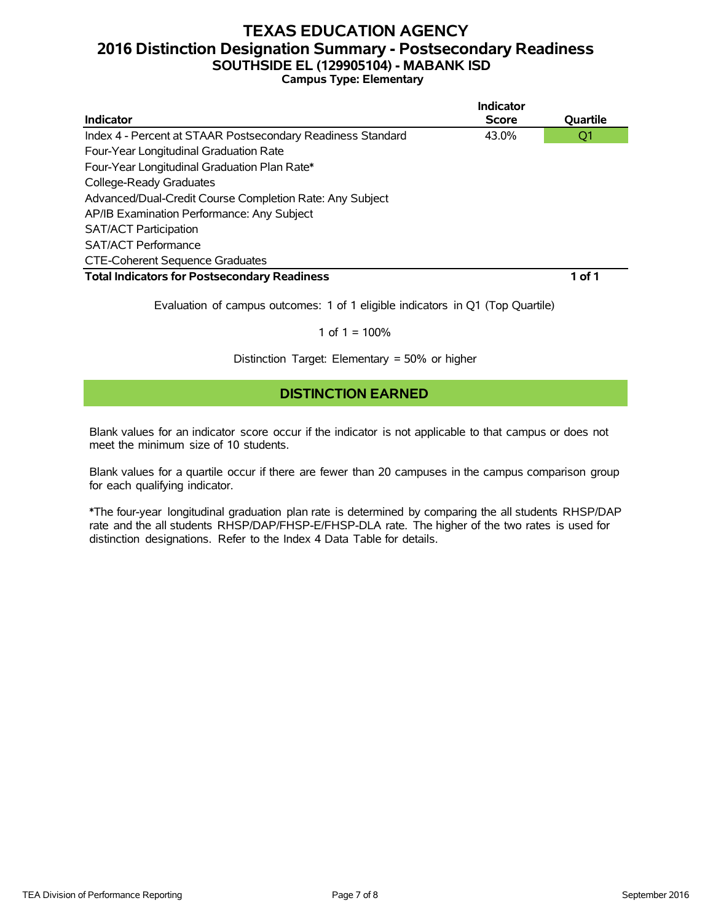# TEXAS EDUCATION AGENCY
## 2016 Distinction Designation Summary - Postsecondary Readiness
### SOUTHSIDE EL (129905104) - MABANK ISD
**Campus Type: Elementary**

| Indicator | Indicator Score | Quartile |
|---|---|---|
| Index 4 - Percent at STAAR Postsecondary Readiness Standard | 43.0% | Q1 |
| Four-Year Longitudinal Graduation Rate | | |
| Four-Year Longitudinal Graduation Plan Rate* | | |
| College-Ready Graduates | | |
| Advanced/Dual-Credit Course Completion Rate: Any Subject | | |
| AP/IB Examination Performance: Any Subject | | |
| SAT/ACT Participation | | |
| SAT/ACT Performance | | |
| CTE-Coherent Sequence Graduates | | |
| **Total Indicators for Postsecondary Readiness** | | **1 of 1** |

Evaluation of campus outcomes: 1 of 1 eligible indicators in Q1 (Top Quartile)

1 of 1 = 100%

Distinction Target: Elementary = 50% or higher

**DISTINCTION EARNED**

Blank values for an indicator score occur if the indicator is not applicable to that campus or does not meet the minimum size of 10 students.

Blank values for a quartile occur if there are fewer than 20 campuses in the campus comparison group for each qualifying indicator.

*The four-year longitudinal graduation plan rate is determined by comparing the all students RHSP/DAP rate and the all students RHSP/DAP/FHSP-E/FHSP-DLA rate. The higher of the two rates is used for distinction designations. Refer to the Index 4 Data Table for details.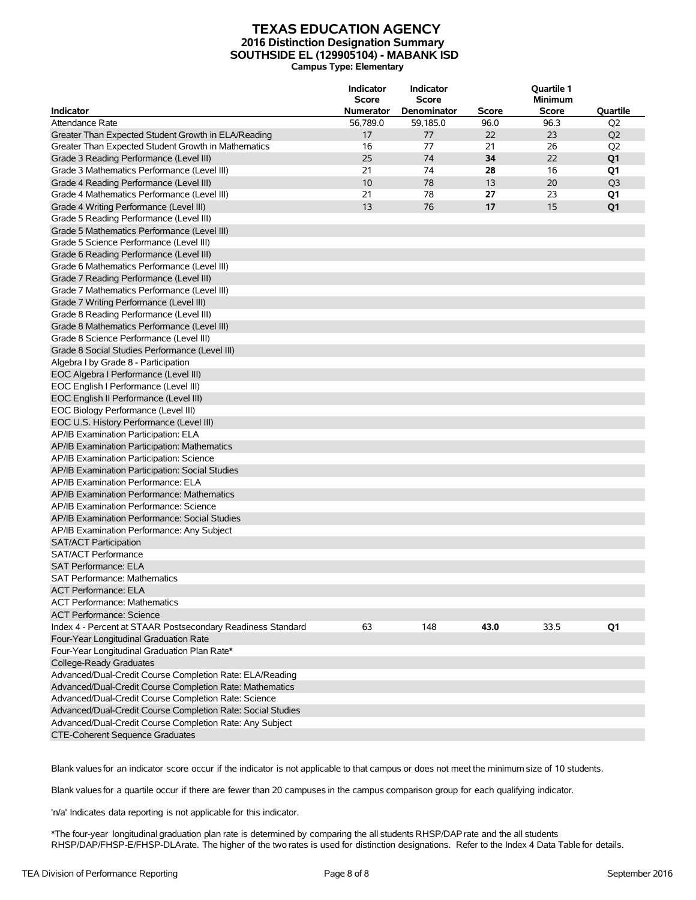# TEXAS EDUCATION AGENCY
## 2016 Distinction Designation Summary
## SOUTHSIDE EL (129905104) - MABANK ISD
**Campus Type: Elementary**

| Indicator | Indicator Score Numerator | Indicator Score Denominator | Score | Quartile 1 Minimum Score | Quartile |
|---|---|---|---|---|---|
| Attendance Rate | 56,789.0 | 59,185.0 | 96.0 | 96.3 | Q2 |
| Greater Than Expected Student Growth in ELA/Reading | 17 | 77 | 22 | 23 | Q2 |
| Greater Than Expected Student Growth in Mathematics | 16 | 77 | 21 | 26 | Q2 |
| Grade 3 Reading Performance (Level III) | 25 | 74 | **34** | 22 | **Q1** |
| Grade 3 Mathematics Performance (Level III) | 21 | 74 | **28** | 16 | **Q1** |
| Grade 4 Reading Performance (Level III) | 10 | 78 | 13 | 20 | Q3 |
| Grade 4 Mathematics Performance (Level III) | 21 | 78 | **27** | 23 | **Q1** |
| Grade 4 Writing Performance (Level III) | 13 | 76 | **17** | 15 | **Q1** |
| Grade 5 Reading Performance (Level III) | | | | | |
| Grade 5 Mathematics Performance (Level III) | | | | | |
| Grade 5 Science Performance (Level III) | | | | | |
| Grade 6 Reading Performance (Level III) | | | | | |
| Grade 6 Mathematics Performance (Level III) | | | | | |
| Grade 7 Reading Performance (Level III) | | | | | |
| Grade 7 Mathematics Performance (Level III) | | | | | |
| Grade 7 Writing Performance (Level III) | | | | | |
| Grade 8 Reading Performance (Level III) | | | | | |
| Grade 8 Mathematics Performance (Level III) | | | | | |
| Grade 8 Science Performance (Level III) | | | | | |
| Grade 8 Social Studies Performance (Level III) | | | | | |
| Algebra I by Grade 8 - Participation | | | | | |
| EOC Algebra I Performance (Level III) | | | | | |
| EOC English I Performance (Level III) | | | | | |
| EOC English II Performance (Level III) | | | | | |
| EOC Biology Performance (Level III) | | | | | |
| EOC U.S. History Performance (Level III) | | | | | |
| AP/IB Examination Participation: ELA | | | | | |
| AP/IB Examination Participation: Mathematics | | | | | |
| AP/IB Examination Participation: Science | | | | | |
| AP/IB Examination Participation: Social Studies | | | | | |
| AP/IB Examination Performance: ELA | | | | | |
| AP/IB Examination Performance: Mathematics | | | | | |
| AP/IB Examination Performance: Science | | | | | |
| AP/IB Examination Performance: Social Studies | | | | | |
| AP/IB Examination Performance: Any Subject | | | | | |
| SAT/ACT Participation | | | | | |
| SAT/ACT Performance | | | | | |
| SAT Performance: ELA | | | | | |
| SAT Performance: Mathematics | | | | | |
| ACT Performance: ELA | | | | | |
| ACT Performance: Mathematics | | | | | |
| ACT Performance: Science | | | | | |
| Index 4 - Percent at STAAR Postsecondary Readiness Standard | 63 | 148 | **43.0** | 33.5 | **Q1** |
| Four-Year Longitudinal Graduation Rate | | | | | |
| Four-Year Longitudinal Graduation Plan Rate* | | | | | |
| College-Ready Graduates | | | | | |
| Advanced/Dual-Credit Course Completion Rate: ELA/Reading | | | | | |
| Advanced/Dual-Credit Course Completion Rate: Mathematics | | | | | |
| Advanced/Dual-Credit Course Completion Rate: Science | | | | | |
| Advanced/Dual-Credit Course Completion Rate: Social Studies | | | | | |
| Advanced/Dual-Credit Course Completion Rate: Any Subject | | | | | |
| CTE-Coherent Sequence Graduates | | | | | |

Blank values for an indicator score occur if the indicator is not applicable to that campus or does not meet the minimum size of 10 students.

Blank values for a quartile occur if there are fewer than 20 campuses in the campus comparison group for each qualifying indicator.

'n/a' Indicates data reporting is not applicable for this indicator.

*The four-year longitudinal graduation plan rate is determined by comparing the all students RHSP/DAP rate and the all students RHSP/DAP/FHSP-E/FHSP-DLA rate. The higher of the two rates is used for distinction designations. Refer to the Index 4 Data Table for details.